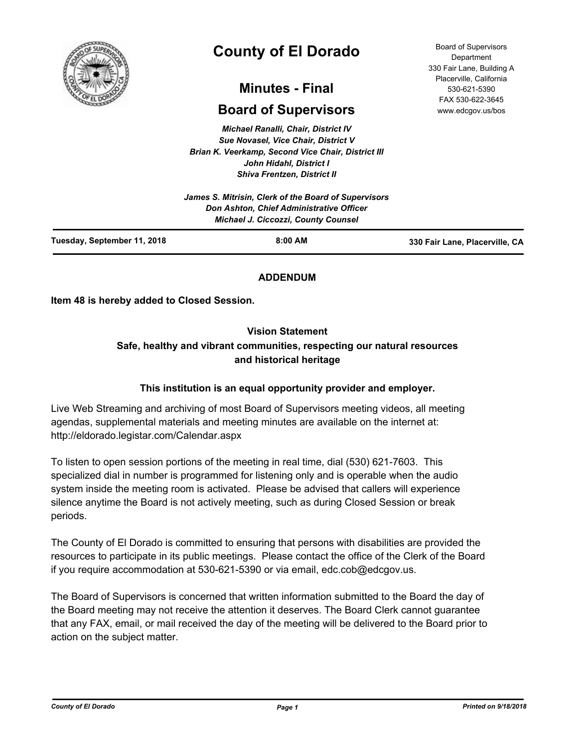# County of El Dorado

## Minutes - Final

## Board of Supervisors

Board of Supervisors Department
330 Fair Lane, Building A
Placerville, California
530-621-5390
FAX 530-622-3645
www.edcgov.us/bos

*Michael Ranalli, Chair, District IV*
*Sue Novasel, Vice Chair, District V*
*Brian K. Veerkamp, Second Vice Chair, District III*
*John Hidahl, District I*
*Shiva Frentzen, District II*

*James S. Mitrisin, Clerk of the Board of Supervisors*
*Don Ashton, Chief Administrative Officer*
*Michael J. Ciccozzi, County Counsel*

**Tuesday, September 11, 2018** **8:00 AM** **330 Fair Lane, Placerville, CA**

**ADDENDUM**

**Item 48 is hereby added to Closed Session.**

**Vision Statement**
**Safe, healthy and vibrant communities, respecting our natural resources and historical heritage**

**This institution is an equal opportunity provider and employer.**

Live Web Streaming and archiving of most Board of Supervisors meeting videos, all meeting agendas, supplemental materials and meeting minutes are available on the internet at: http://eldorado.legistar.com/Calendar.aspx

To listen to open session portions of the meeting in real time, dial (530) 621-7603. This specialized dial in number is programmed for listening only and is operable when the audio system inside the meeting room is activated. Please be advised that callers will experience silence anytime the Board is not actively meeting, such as during Closed Session or break periods.

The County of El Dorado is committed to ensuring that persons with disabilities are provided the resources to participate in its public meetings. Please contact the office of the Clerk of the Board if you require accommodation at 530-621-5390 or via email, edc.cob@edcgov.us.

The Board of Supervisors is concerned that written information submitted to the Board the day of the Board meeting may not receive the attention it deserves. The Board Clerk cannot guarantee that any FAX, email, or mail received the day of the meeting will be delivered to the Board prior to action on the subject matter.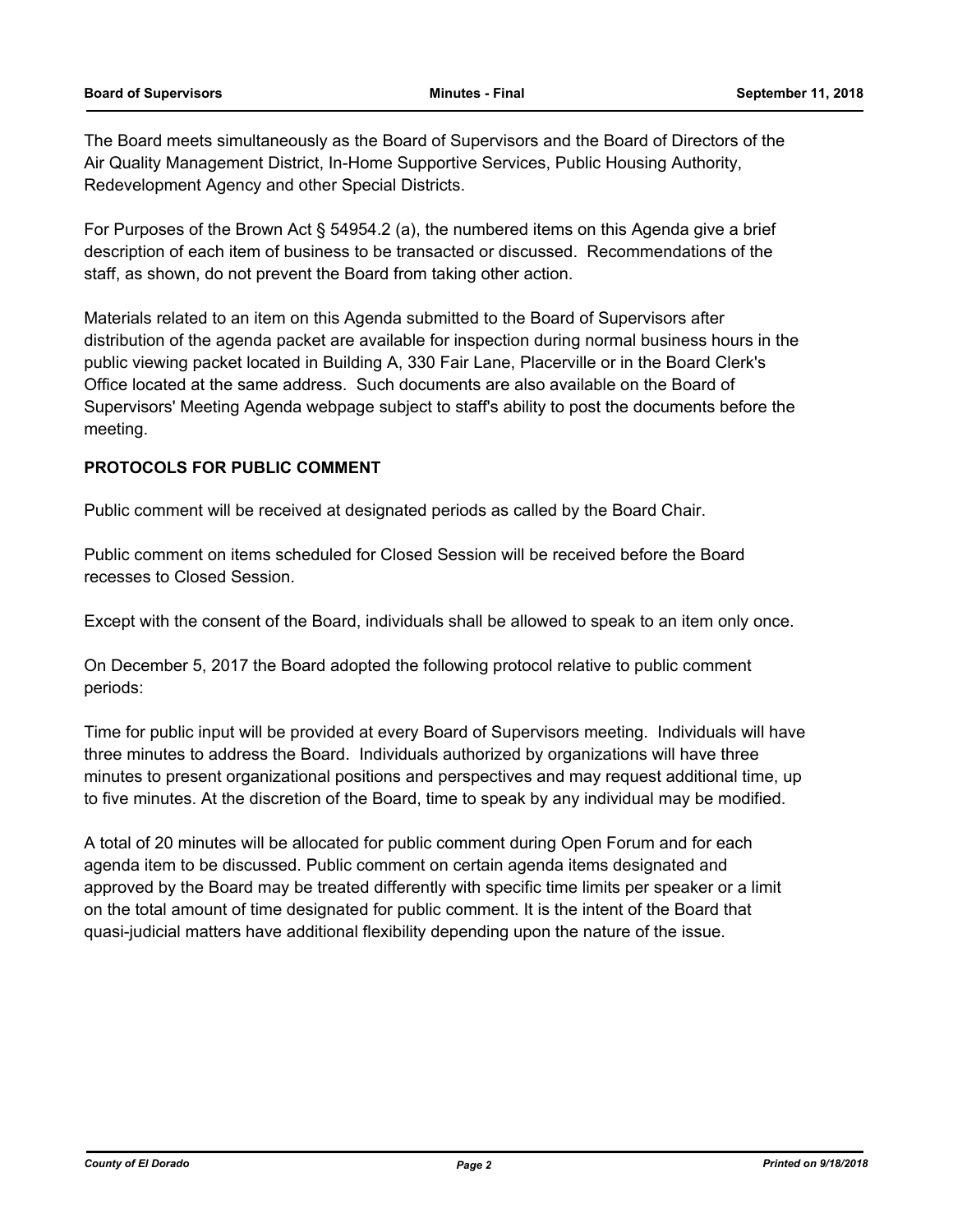The Board meets simultaneously as the Board of Supervisors and the Board of Directors of the Air Quality Management District, In-Home Supportive Services, Public Housing Authority, Redevelopment Agency and other Special Districts.

For Purposes of the Brown Act § 54954.2 (a), the numbered items on this Agenda give a brief description of each item of business to be transacted or discussed. Recommendations of the staff, as shown, do not prevent the Board from taking other action.

Materials related to an item on this Agenda submitted to the Board of Supervisors after distribution of the agenda packet are available for inspection during normal business hours in the public viewing packet located in Building A, 330 Fair Lane, Placerville or in the Board Clerk's Office located at the same address. Such documents are also available on the Board of Supervisors' Meeting Agenda webpage subject to staff's ability to post the documents before the meeting.

**PROTOCOLS FOR PUBLIC COMMENT**

Public comment will be received at designated periods as called by the Board Chair.

Public comment on items scheduled for Closed Session will be received before the Board recesses to Closed Session.

Except with the consent of the Board, individuals shall be allowed to speak to an item only once.

On December 5, 2017 the Board adopted the following protocol relative to public comment periods:

Time for public input will be provided at every Board of Supervisors meeting. Individuals will have three minutes to address the Board. Individuals authorized by organizations will have three minutes to present organizational positions and perspectives and may request additional time, up to five minutes. At the discretion of the Board, time to speak by any individual may be modified.

A total of 20 minutes will be allocated for public comment during Open Forum and for each agenda item to be discussed. Public comment on certain agenda items designated and approved by the Board may be treated differently with specific time limits per speaker or a limit on the total amount of time designated for public comment. It is the intent of the Board that quasi-judicial matters have additional flexibility depending upon the nature of the issue.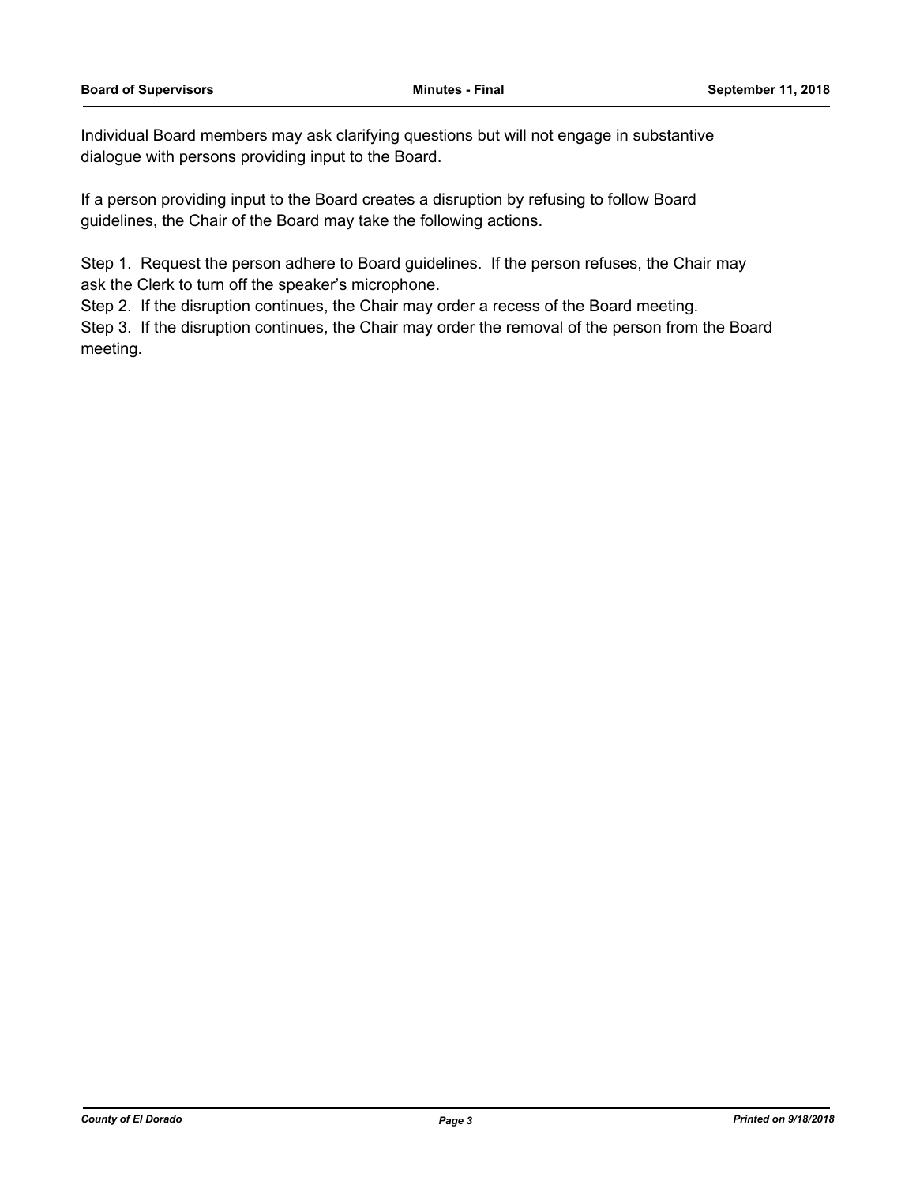Individual Board members may ask clarifying questions but will not engage in substantive dialogue with persons providing input to the Board.

If a person providing input to the Board creates a disruption by refusing to follow Board guidelines, the Chair of the Board may take the following actions.

Step 1. Request the person adhere to Board guidelines. If the person refuses, the Chair may ask the Clerk to turn off the speaker's microphone.
Step 2. If the disruption continues, the Chair may order a recess of the Board meeting.
Step 3. If the disruption continues, the Chair may order the removal of the person from the Board meeting.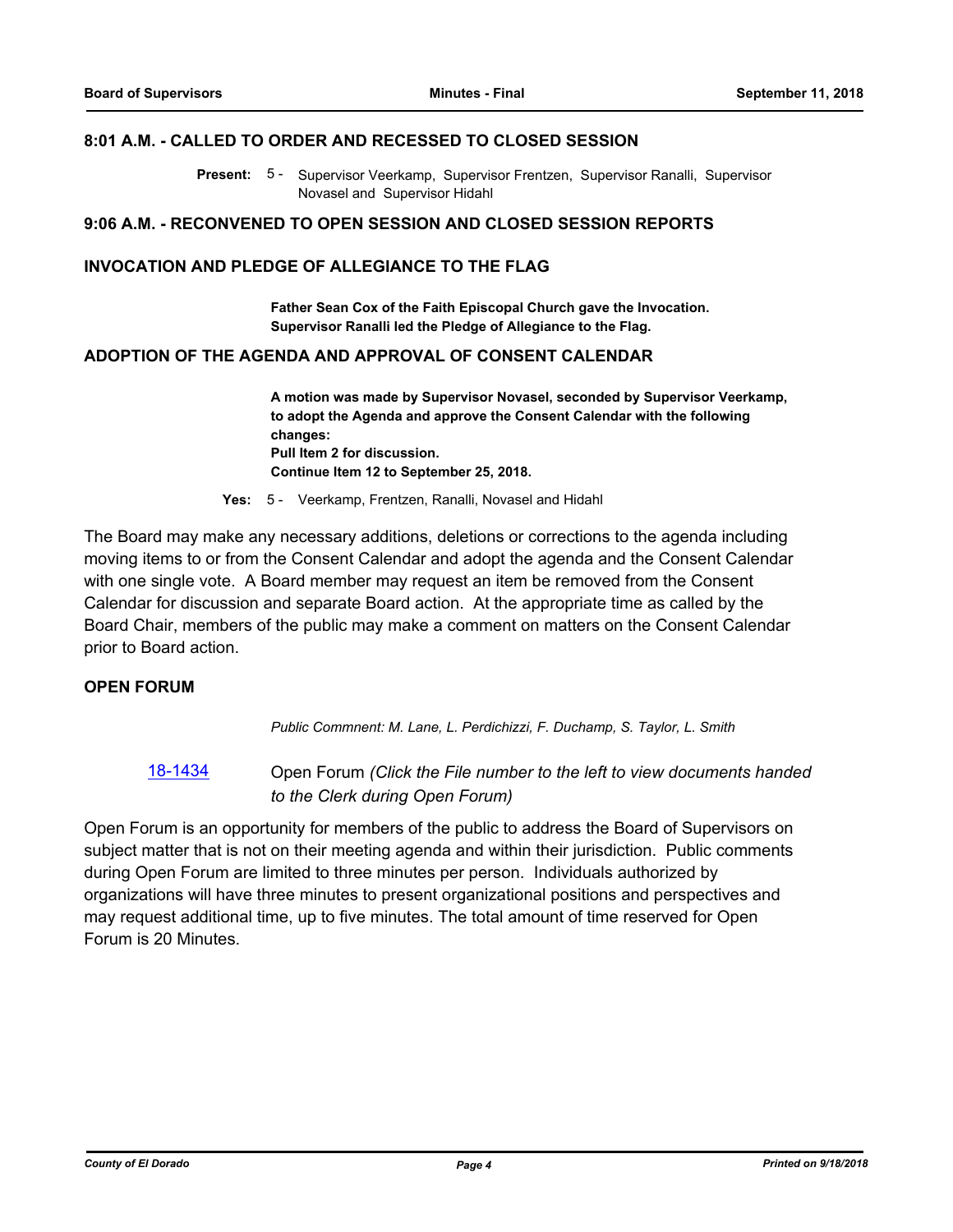## 8:01 A.M. - CALLED TO ORDER AND RECESSED TO CLOSED SESSION

**Present:** 5 - Supervisor Veerkamp, Supervisor Frentzen, Supervisor Ranalli, Supervisor Novasel and Supervisor Hidahl

## 9:06 A.M. - RECONVENED TO OPEN SESSION AND CLOSED SESSION REPORTS

## INVOCATION AND PLEDGE OF ALLEGIANCE TO THE FLAG

**Father Sean Cox of the Faith Episcopal Church gave the Invocation.**
**Supervisor Ranalli led the Pledge of Allegiance to the Flag.**

## ADOPTION OF THE AGENDA AND APPROVAL OF CONSENT CALENDAR

**A motion was made by Supervisor Novasel, seconded by Supervisor Veerkamp, to adopt the Agenda and approve the Consent Calendar with the following changes:**
**Pull Item 2 for discussion.**
**Continue Item 12 to September 25, 2018.**

**Yes:** 5 - Veerkamp, Frentzen, Ranalli, Novasel and Hidahl

The Board may make any necessary additions, deletions or corrections to the agenda including moving items to or from the Consent Calendar and adopt the agenda and the Consent Calendar with one single vote. A Board member may request an item be removed from the Consent Calendar for discussion and separate Board action. At the appropriate time as called by the Board Chair, members of the public may make a comment on matters on the Consent Calendar prior to Board action.

## OPEN FORUM

*Public Commnent: M. Lane, L. Perdichizzi, F. Duchamp, S. Taylor, L. Smith*

18-1434 Open Forum *(Click the File number to the left to view documents handed to the Clerk during Open Forum)*

Open Forum is an opportunity for members of the public to address the Board of Supervisors on subject matter that is not on their meeting agenda and within their jurisdiction. Public comments during Open Forum are limited to three minutes per person. Individuals authorized by organizations will have three minutes to present organizational positions and perspectives and may request additional time, up to five minutes. The total amount of time reserved for Open Forum is 20 Minutes.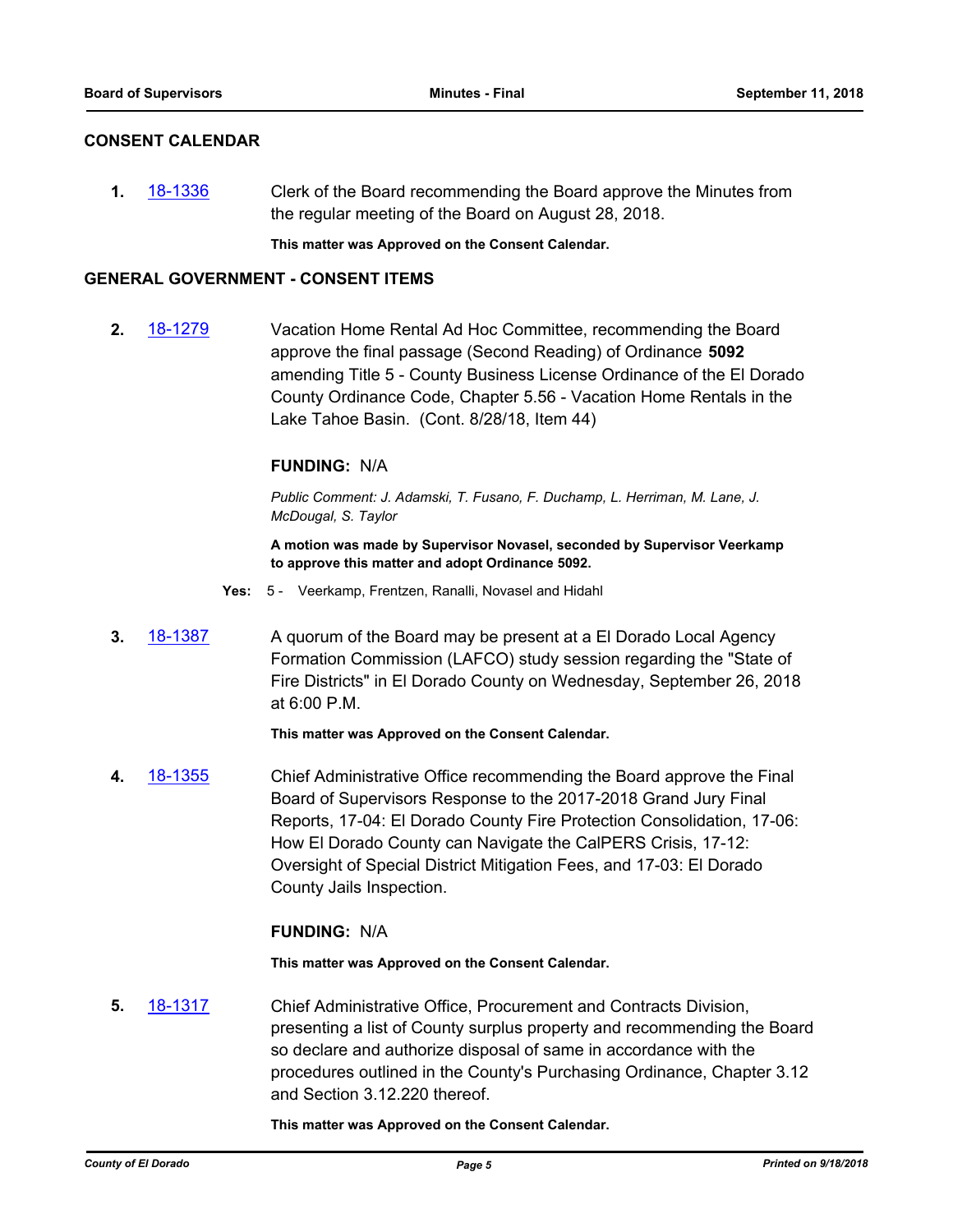## CONSENT CALENDAR

**1.** 18-1336 Clerk of the Board recommending the Board approve the Minutes from the regular meeting of the Board on August 28, 2018.

**This matter was Approved on the Consent Calendar.**

## GENERAL GOVERNMENT - CONSENT ITEMS

**2.** 18-1279 Vacation Home Rental Ad Hoc Committee, recommending the Board approve the final passage (Second Reading) of Ordinance **5092** amending Title 5 - County Business License Ordinance of the El Dorado County Ordinance Code, Chapter 5.56 - Vacation Home Rentals in the Lake Tahoe Basin. (Cont. 8/28/18, Item 44)

**FUNDING:** N/A

*Public Comment: J. Adamski, T. Fusano, F. Duchamp, L. Herriman, M. Lane, J. McDougal, S. Taylor*

**A motion was made by Supervisor Novasel, seconded by Supervisor Veerkamp to approve this matter and adopt Ordinance 5092.**

**Yes:** 5 - Veerkamp, Frentzen, Ranalli, Novasel and Hidahl

**3.** 18-1387 A quorum of the Board may be present at a El Dorado Local Agency Formation Commission (LAFCO) study session regarding the "State of Fire Districts" in El Dorado County on Wednesday, September 26, 2018 at 6:00 P.M.

**This matter was Approved on the Consent Calendar.**

**4.** 18-1355 Chief Administrative Office recommending the Board approve the Final Board of Supervisors Response to the 2017-2018 Grand Jury Final Reports, 17-04: El Dorado County Fire Protection Consolidation, 17-06: How El Dorado County can Navigate the CalPERS Crisis, 17-12: Oversight of Special District Mitigation Fees, and 17-03: El Dorado County Jails Inspection.

**FUNDING:** N/A

**This matter was Approved on the Consent Calendar.**

**5.** 18-1317 Chief Administrative Office, Procurement and Contracts Division, presenting a list of County surplus property and recommending the Board so declare and authorize disposal of same in accordance with the procedures outlined in the County's Purchasing Ordinance, Chapter 3.12 and Section 3.12.220 thereof.

**This matter was Approved on the Consent Calendar.**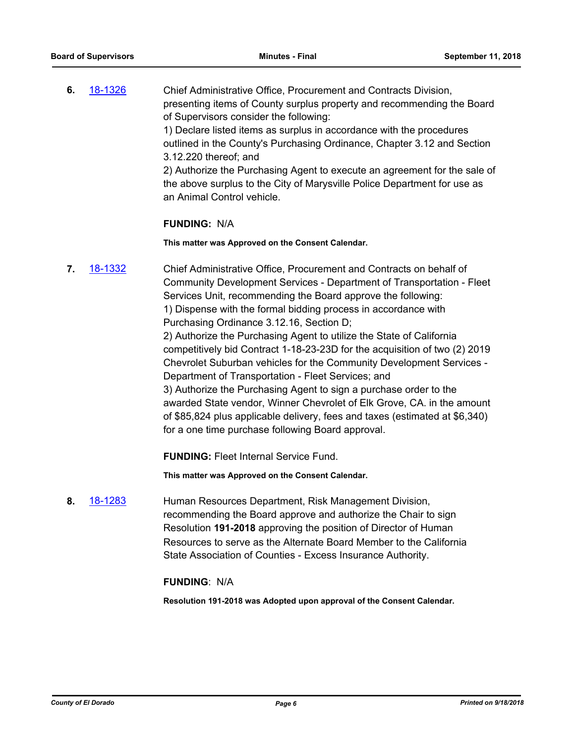**6.** 18-1326 Chief Administrative Office, Procurement and Contracts Division, presenting items of County surplus property and recommending the Board of Supervisors consider the following:

1) Declare listed items as surplus in accordance with the procedures outlined in the County's Purchasing Ordinance, Chapter 3.12 and Section 3.12.220 thereof; and

2) Authorize the Purchasing Agent to execute an agreement for the sale of the above surplus to the City of Marysville Police Department for use as an Animal Control vehicle.

**FUNDING:** N/A

**This matter was Approved on the Consent Calendar.**

**7.** 18-1332 Chief Administrative Office, Procurement and Contracts on behalf of Community Development Services - Department of Transportation - Fleet Services Unit, recommending the Board approve the following:

1) Dispense with the formal bidding process in accordance with Purchasing Ordinance 3.12.16, Section D;

2) Authorize the Purchasing Agent to utilize the State of California competitively bid Contract 1-18-23-23D for the acquisition of two (2) 2019 Chevrolet Suburban vehicles for the Community Development Services - Department of Transportation - Fleet Services; and

3) Authorize the Purchasing Agent to sign a purchase order to the awarded State vendor, Winner Chevrolet of Elk Grove, CA. in the amount of $85,824 plus applicable delivery, fees and taxes (estimated at $6,340) for a one time purchase following Board approval.

**FUNDING:** Fleet Internal Service Fund.

**This matter was Approved on the Consent Calendar.**

**8.** 18-1283 Human Resources Department, Risk Management Division, recommending the Board approve and authorize the Chair to sign Resolution **191-2018** approving the position of Director of Human Resources to serve as the Alternate Board Member to the California State Association of Counties - Excess Insurance Authority.

**FUNDING**: N/A

**Resolution 191-2018 was Adopted upon approval of the Consent Calendar.**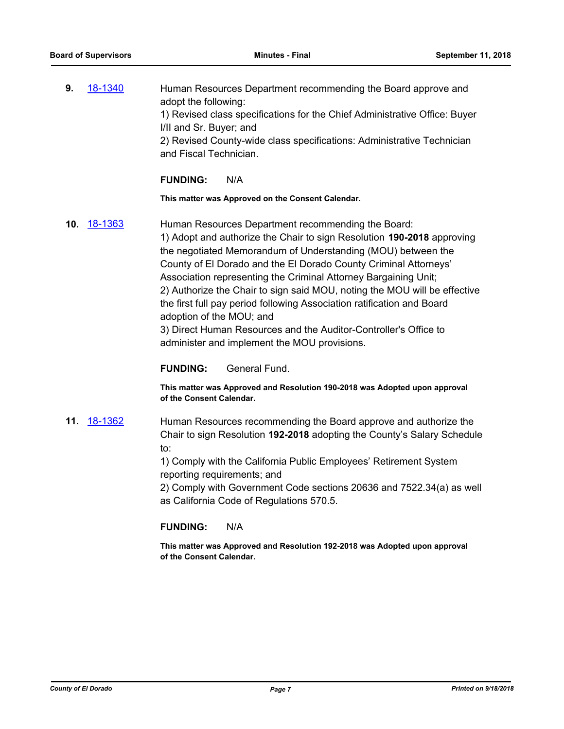**9.** 18-1340 Human Resources Department recommending the Board approve and adopt the following:
1) Revised class specifications for the Chief Administrative Office: Buyer I/II and Sr. Buyer; and
2) Revised County-wide class specifications: Administrative Technician and Fiscal Technician.

**FUNDING:** N/A

**This matter was Approved on the Consent Calendar.**

**10.** 18-1363 Human Resources Department recommending the Board:
1) Adopt and authorize the Chair to sign Resolution **190-2018** approving the negotiated Memorandum of Understanding (MOU) between the County of El Dorado and the El Dorado County Criminal Attorneys' Association representing the Criminal Attorney Bargaining Unit;
2) Authorize the Chair to sign said MOU, noting the MOU will be effective the first full pay period following Association ratification and Board adoption of the MOU; and
3) Direct Human Resources and the Auditor-Controller's Office to administer and implement the MOU provisions.

**FUNDING:** General Fund.

**This matter was Approved and Resolution 190-2018 was Adopted upon approval of the Consent Calendar.**

**11.** 18-1362 Human Resources recommending the Board approve and authorize the Chair to sign Resolution **192-2018** adopting the County's Salary Schedule to:
1) Comply with the California Public Employees' Retirement System reporting requirements; and
2) Comply with Government Code sections 20636 and 7522.34(a) as well as California Code of Regulations 570.5.

**FUNDING:** N/A

**This matter was Approved and Resolution 192-2018 was Adopted upon approval of the Consent Calendar.**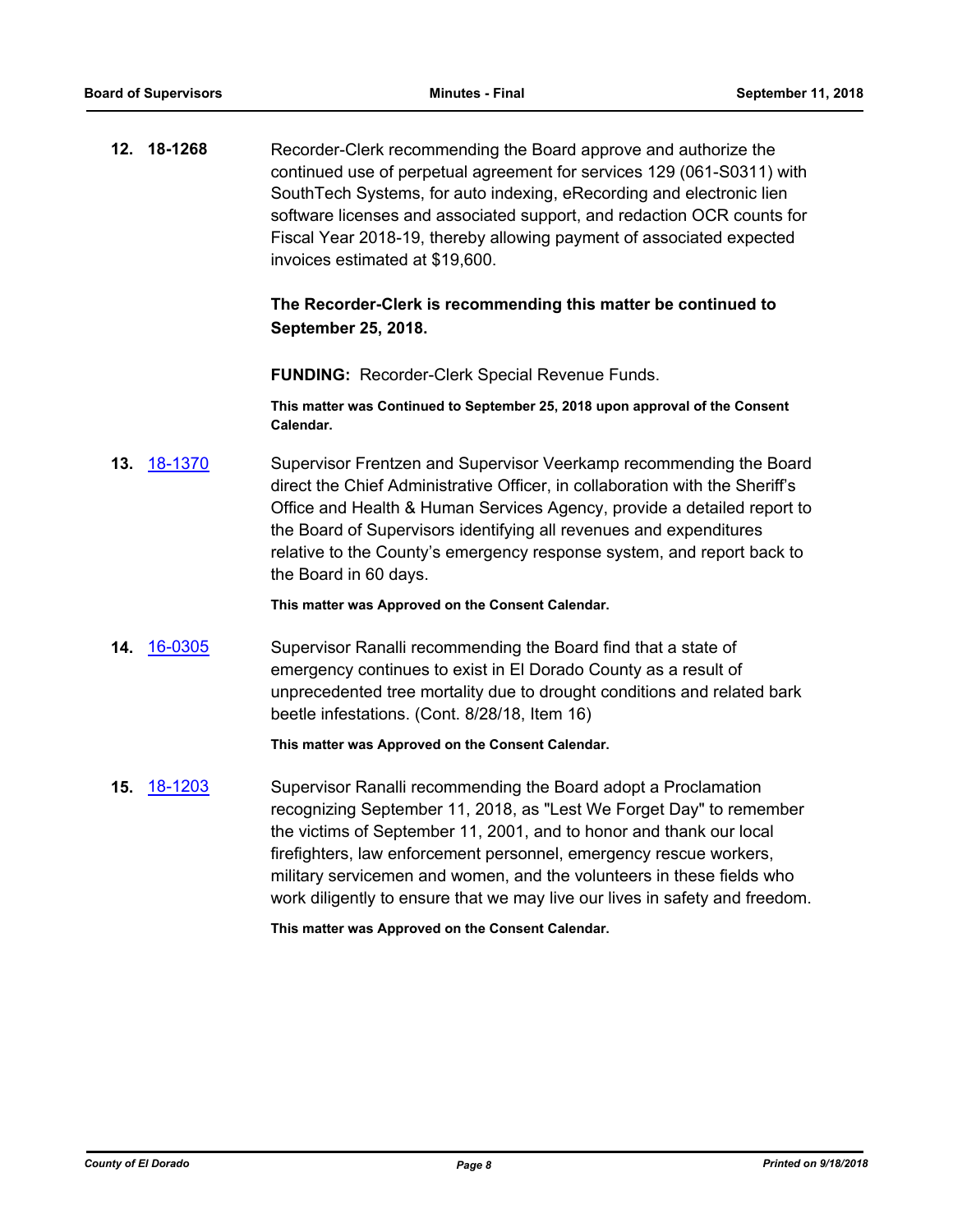**12. 18-1268**

Recorder-Clerk recommending the Board approve and authorize the continued use of perpetual agreement for services 129 (061-S0311) with SouthTech Systems, for auto indexing, eRecording and electronic lien software licenses and associated support, and redaction OCR counts for Fiscal Year 2018-19, thereby allowing payment of associated expected invoices estimated at $19,600.

**The Recorder-Clerk is recommending this matter be continued to September 25, 2018.**

**FUNDING:** Recorder-Clerk Special Revenue Funds.

**This matter was Continued to September 25, 2018 upon approval of the Consent Calendar.**

**13. 18-1370**

Supervisor Frentzen and Supervisor Veerkamp recommending the Board direct the Chief Administrative Officer, in collaboration with the Sheriff's Office and Health & Human Services Agency, provide a detailed report to the Board of Supervisors identifying all revenues and expenditures relative to the County's emergency response system, and report back to the Board in 60 days.

**This matter was Approved on the Consent Calendar.**

**14. 16-0305**

Supervisor Ranalli recommending the Board find that a state of emergency continues to exist in El Dorado County as a result of unprecedented tree mortality due to drought conditions and related bark beetle infestations. (Cont. 8/28/18, Item 16)

**This matter was Approved on the Consent Calendar.**

**15. 18-1203**

Supervisor Ranalli recommending the Board adopt a Proclamation recognizing September 11, 2018, as "Lest We Forget Day" to remember the victims of September 11, 2001, and to honor and thank our local firefighters, law enforcement personnel, emergency rescue workers, military servicemen and women, and the volunteers in these fields who work diligently to ensure that we may live our lives in safety and freedom.

**This matter was Approved on the Consent Calendar.**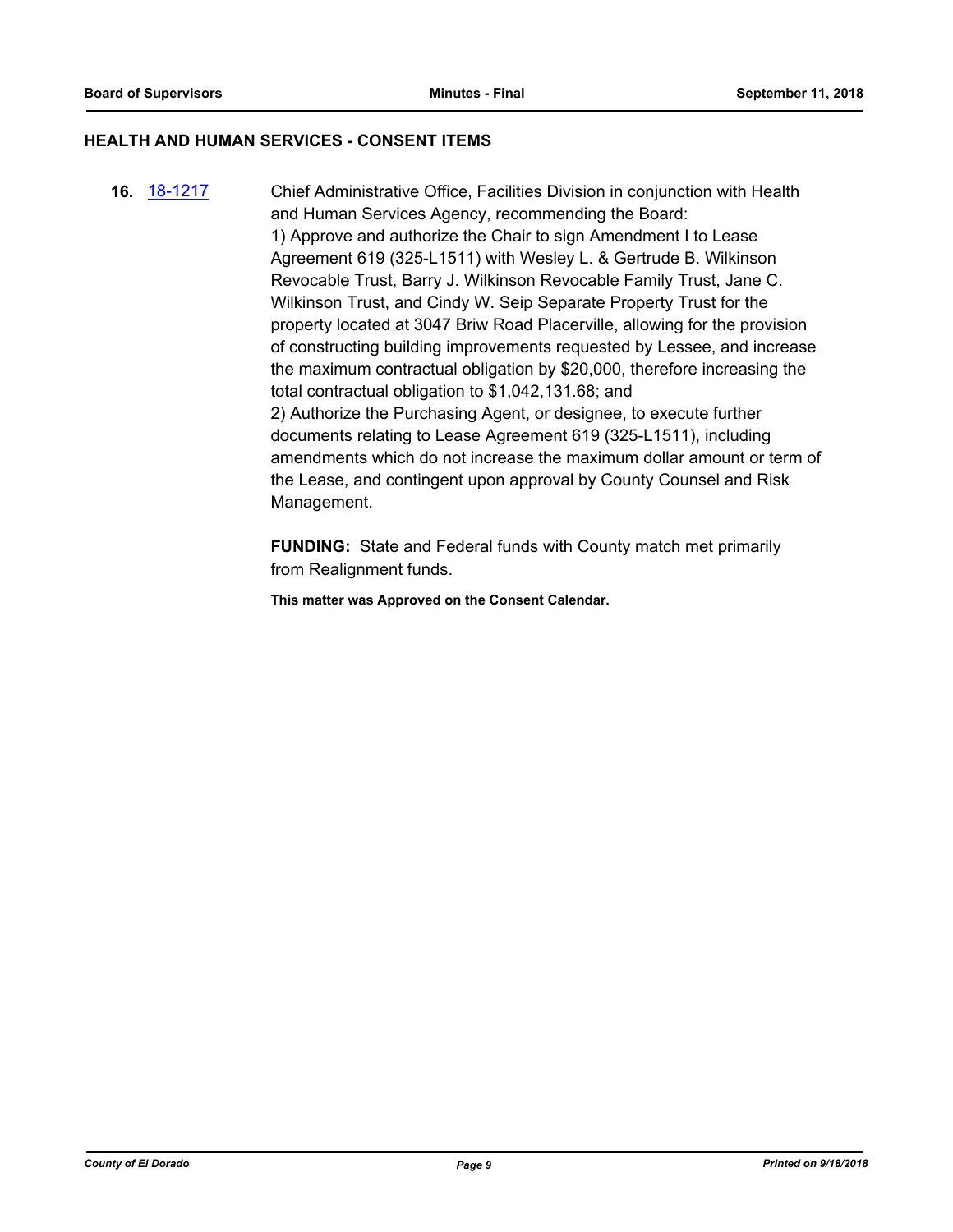## HEALTH AND HUMAN SERVICES - CONSENT ITEMS

**16.** 18-1217

Chief Administrative Office, Facilities Division in conjunction with Health and Human Services Agency, recommending the Board:
1) Approve and authorize the Chair to sign Amendment I to Lease Agreement 619 (325-L1511) with Wesley L. & Gertrude B. Wilkinson Revocable Trust, Barry J. Wilkinson Revocable Family Trust, Jane C. Wilkinson Trust, and Cindy W. Seip Separate Property Trust for the property located at 3047 Briw Road Placerville, allowing for the provision of constructing building improvements requested by Lessee, and increase the maximum contractual obligation by $20,000, therefore increasing the total contractual obligation to $1,042,131.68; and
2) Authorize the Purchasing Agent, or designee, to execute further documents relating to Lease Agreement 619 (325-L1511), including amendments which do not increase the maximum dollar amount or term of the Lease, and contingent upon approval by County Counsel and Risk Management.

**FUNDING:** State and Federal funds with County match met primarily from Realignment funds.

**This matter was Approved on the Consent Calendar.**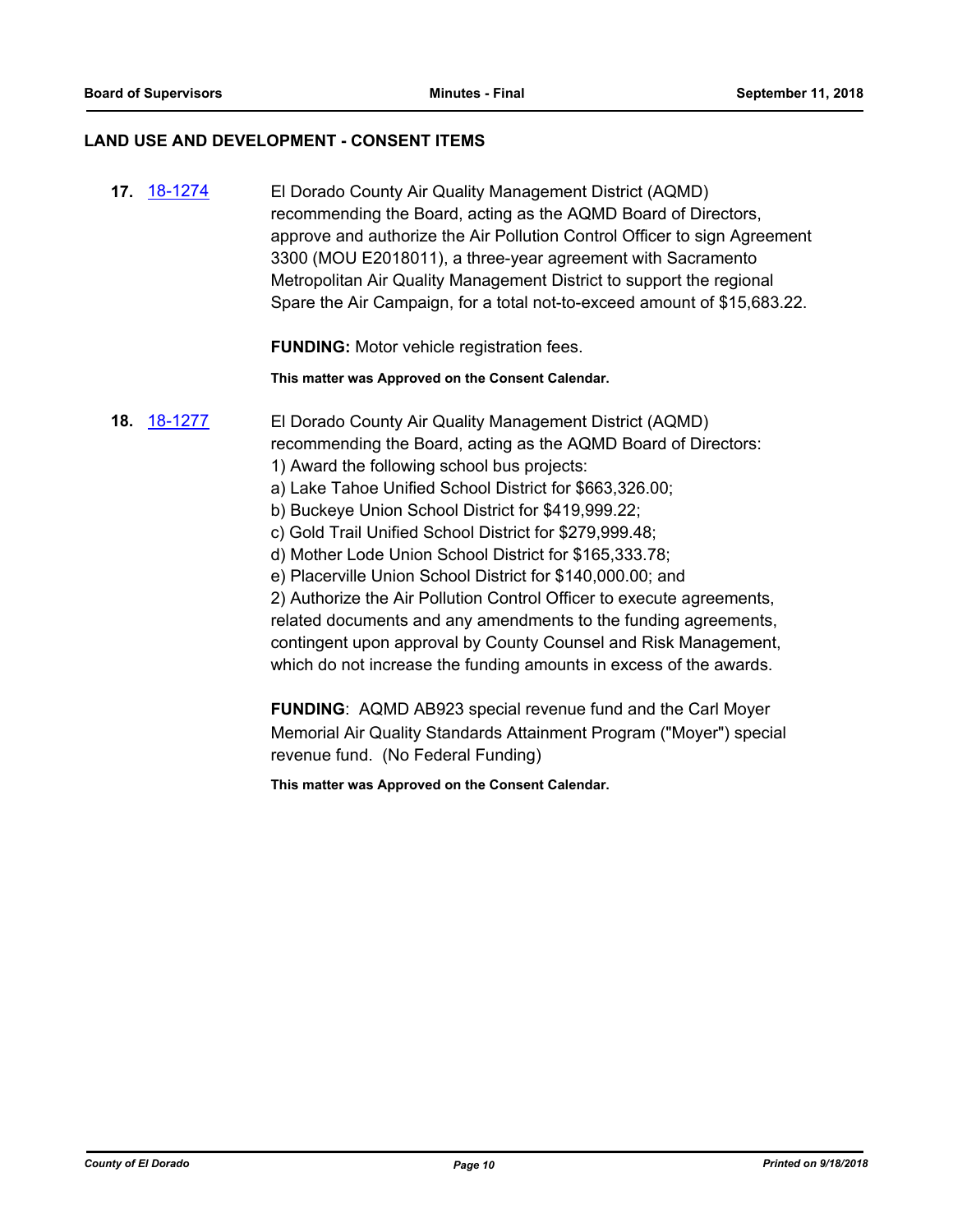## LAND USE AND DEVELOPMENT - CONSENT ITEMS

**17.** [18-1274](18-1274) El Dorado County Air Quality Management District (AQMD) recommending the Board, acting as the AQMD Board of Directors, approve and authorize the Air Pollution Control Officer to sign Agreement 3300 (MOU E2018011), a three-year agreement with Sacramento Metropolitan Air Quality Management District to support the regional Spare the Air Campaign, for a total not-to-exceed amount of $15,683.22.

**FUNDING:** Motor vehicle registration fees.

**This matter was Approved on the Consent Calendar.**

**18.** [18-1277](18-1277) El Dorado County Air Quality Management District (AQMD) recommending the Board, acting as the AQMD Board of Directors:
1) Award the following school bus projects:
a) Lake Tahoe Unified School District for $663,326.00;
b) Buckeye Union School District for $419,999.22;
c) Gold Trail Unified School District for $279,999.48;
d) Mother Lode Union School District for $165,333.78;
e) Placerville Union School District for $140,000.00; and
2) Authorize the Air Pollution Control Officer to execute agreements, related documents and any amendments to the funding agreements, contingent upon approval by County Counsel and Risk Management, which do not increase the funding amounts in excess of the awards.

**FUNDING**: AQMD AB923 special revenue fund and the Carl Moyer Memorial Air Quality Standards Attainment Program ("Moyer") special revenue fund. (No Federal Funding)

**This matter was Approved on the Consent Calendar.**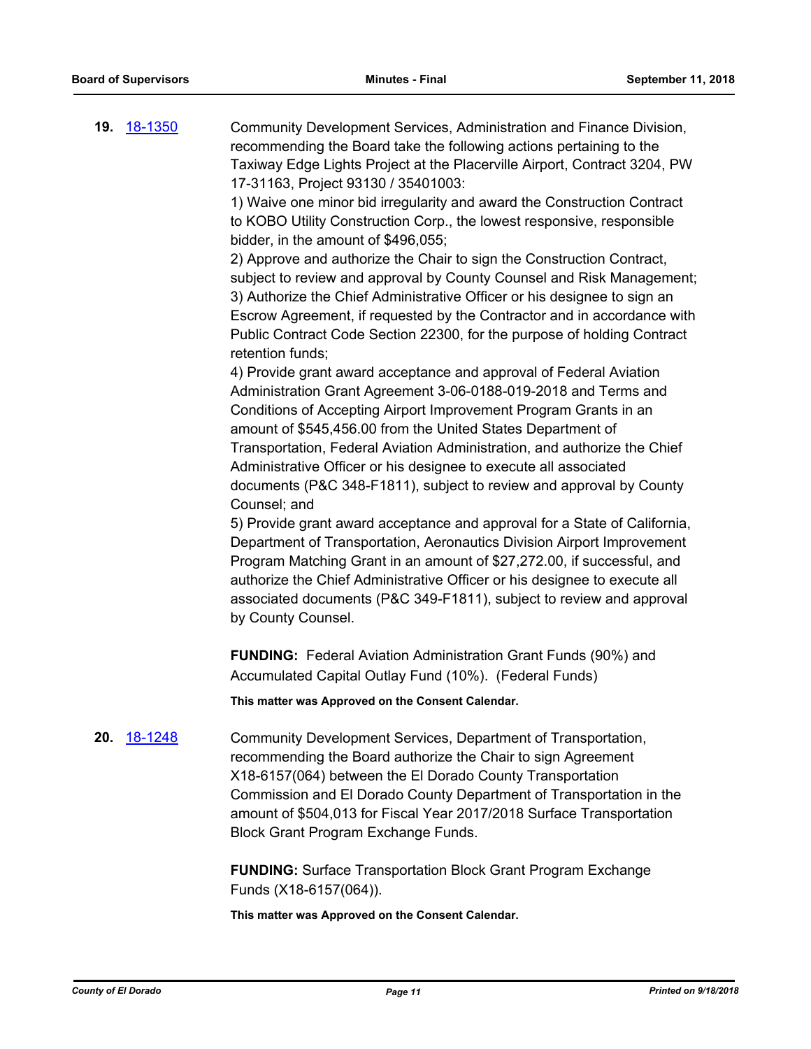**19.** 18-1350

Community Development Services, Administration and Finance Division, recommending the Board take the following actions pertaining to the Taxiway Edge Lights Project at the Placerville Airport, Contract 3204, PW 17-31163, Project 93130 / 35401003:

1) Waive one minor bid irregularity and award the Construction Contract to KOBO Utility Construction Corp., the lowest responsive, responsible bidder, in the amount of $496,055;

2) Approve and authorize the Chair to sign the Construction Contract, subject to review and approval by County Counsel and Risk Management;

3) Authorize the Chief Administrative Officer or his designee to sign an Escrow Agreement, if requested by the Contractor and in accordance with Public Contract Code Section 22300, for the purpose of holding Contract retention funds;

4) Provide grant award acceptance and approval of Federal Aviation Administration Grant Agreement 3-06-0188-019-2018 and Terms and Conditions of Accepting Airport Improvement Program Grants in an amount of $545,456.00 from the United States Department of Transportation, Federal Aviation Administration, and authorize the Chief Administrative Officer or his designee to execute all associated documents (P&C 348-F1811), subject to review and approval by County Counsel; and

5) Provide grant award acceptance and approval for a State of California, Department of Transportation, Aeronautics Division Airport Improvement Program Matching Grant in an amount of $27,272.00, if successful, and authorize the Chief Administrative Officer or his designee to execute all associated documents (P&C 349-F1811), subject to review and approval by County Counsel.

**FUNDING:** Federal Aviation Administration Grant Funds (90%) and Accumulated Capital Outlay Fund (10%). (Federal Funds)

**This matter was Approved on the Consent Calendar.**

**20.** 18-1248

Community Development Services, Department of Transportation, recommending the Board authorize the Chair to sign Agreement X18-6157(064) between the El Dorado County Transportation Commission and El Dorado County Department of Transportation in the amount of $504,013 for Fiscal Year 2017/2018 Surface Transportation Block Grant Program Exchange Funds.

**FUNDING:** Surface Transportation Block Grant Program Exchange Funds (X18-6157(064)).

**This matter was Approved on the Consent Calendar.**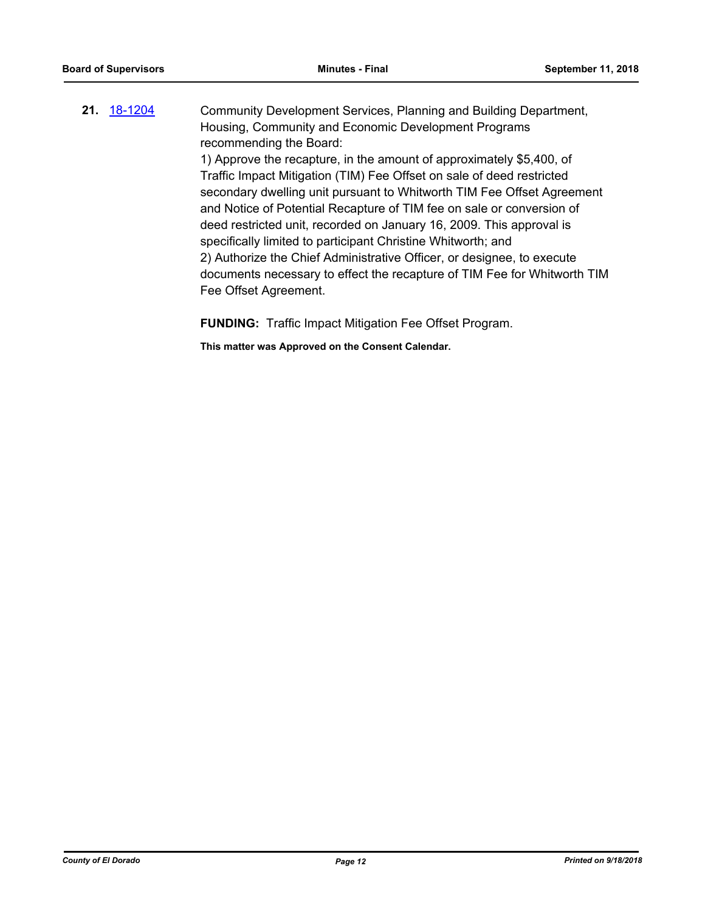**21.** 18-1204 Community Development Services, Planning and Building Department, Housing, Community and Economic Development Programs recommending the Board:

1) Approve the recapture, in the amount of approximately $5,400, of Traffic Impact Mitigation (TIM) Fee Offset on sale of deed restricted secondary dwelling unit pursuant to Whitworth TIM Fee Offset Agreement and Notice of Potential Recapture of TIM fee on sale or conversion of deed restricted unit, recorded on January 16, 2009. This approval is specifically limited to participant Christine Whitworth; and

2) Authorize the Chief Administrative Officer, or designee, to execute documents necessary to effect the recapture of TIM Fee for Whitworth TIM Fee Offset Agreement.

**FUNDING:** Traffic Impact Mitigation Fee Offset Program.

**This matter was Approved on the Consent Calendar.**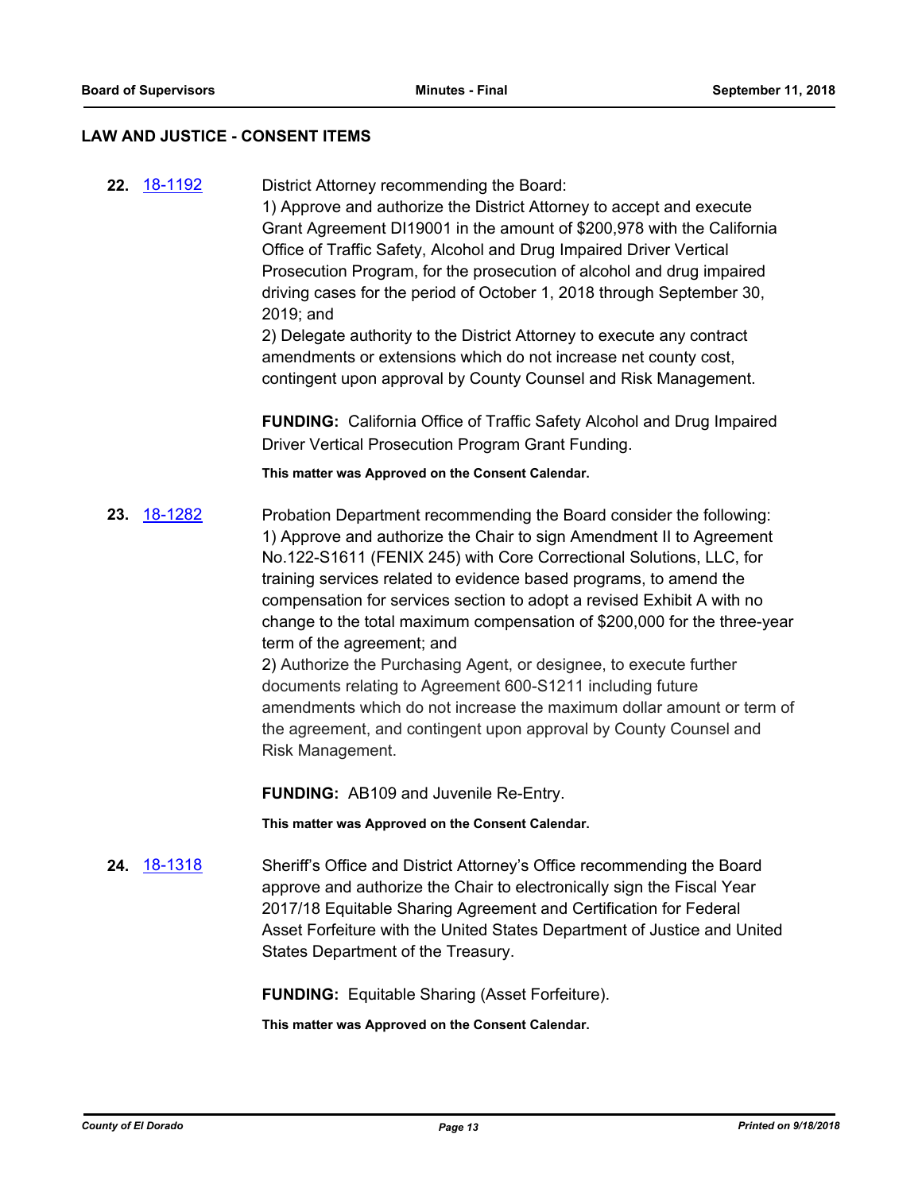## LAW AND JUSTICE - CONSENT ITEMS

**22.** 18-1192

District Attorney recommending the Board:
1) Approve and authorize the District Attorney to accept and execute Grant Agreement DI19001 in the amount of $200,978 with the California Office of Traffic Safety, Alcohol and Drug Impaired Driver Vertical Prosecution Program, for the prosecution of alcohol and drug impaired driving cases for the period of October 1, 2018 through September 30, 2019; and
2) Delegate authority to the District Attorney to execute any contract amendments or extensions which do not increase net county cost, contingent upon approval by County Counsel and Risk Management.

**FUNDING:** California Office of Traffic Safety Alcohol and Drug Impaired Driver Vertical Prosecution Program Grant Funding.

**This matter was Approved on the Consent Calendar.**

**23.** 18-1282

Probation Department recommending the Board consider the following:
1) Approve and authorize the Chair to sign Amendment II to Agreement No.122-S1611 (FENIX 245) with Core Correctional Solutions, LLC, for training services related to evidence based programs, to amend the compensation for services section to adopt a revised Exhibit A with no change to the total maximum compensation of $200,000 for the three-year term of the agreement; and
2) Authorize the Purchasing Agent, or designee, to execute further documents relating to Agreement 600-S1211 including future amendments which do not increase the maximum dollar amount or term of the agreement, and contingent upon approval by County Counsel and Risk Management.

**FUNDING:** AB109 and Juvenile Re-Entry.

**This matter was Approved on the Consent Calendar.**

**24.** 18-1318

Sheriff's Office and District Attorney's Office recommending the Board approve and authorize the Chair to electronically sign the Fiscal Year 2017/18 Equitable Sharing Agreement and Certification for Federal Asset Forfeiture with the United States Department of Justice and United States Department of the Treasury.

**FUNDING:** Equitable Sharing (Asset Forfeiture).

**This matter was Approved on the Consent Calendar.**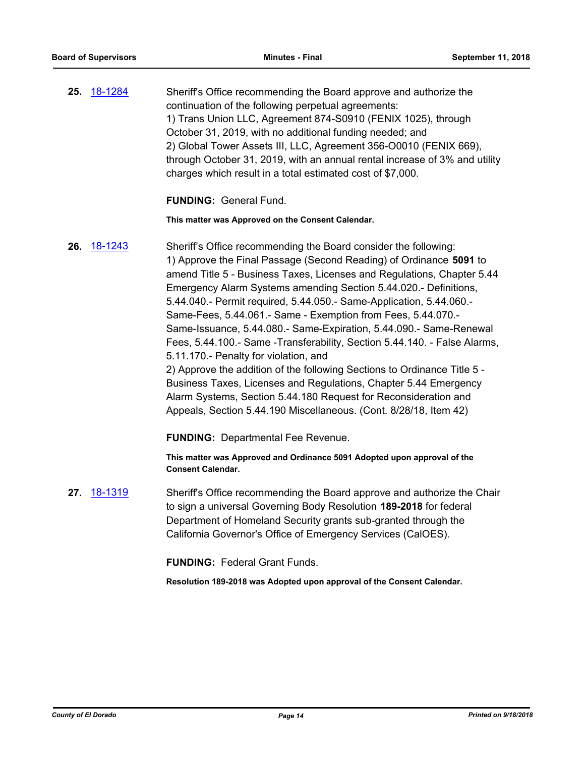**25.** [18-1284](#)

Sheriff's Office recommending the Board approve and authorize the continuation of the following perpetual agreements:
1) Trans Union LLC, Agreement 874-S0910 (FENIX 1025), through October 31, 2019, with no additional funding needed; and
2) Global Tower Assets III, LLC, Agreement 356-O0010 (FENIX 669), through October 31, 2019, with an annual rental increase of 3% and utility charges which result in a total estimated cost of $7,000.

**FUNDING:** General Fund.

**This matter was Approved on the Consent Calendar.**

**26.** [18-1243](#)

Sheriff's Office recommending the Board consider the following:
1) Approve the Final Passage (Second Reading) of Ordinance **5091** to amend Title 5 - Business Taxes, Licenses and Regulations, Chapter 5.44 Emergency Alarm Systems amending Section 5.44.020.- Definitions, 5.44.040.- Permit required, 5.44.050.- Same-Application, 5.44.060.- Same-Fees, 5.44.061.- Same - Exemption from Fees, 5.44.070.- Same-Issuance, 5.44.080.- Same-Expiration, 5.44.090.- Same-Renewal Fees, 5.44.100.- Same -Transferability, Section 5.44.140. - False Alarms, 5.11.170.- Penalty for violation, and
2) Approve the addition of the following Sections to Ordinance Title 5 - Business Taxes, Licenses and Regulations, Chapter 5.44 Emergency Alarm Systems, Section 5.44.180 Request for Reconsideration and Appeals, Section 5.44.190 Miscellaneous. (Cont. 8/28/18, Item 42)

**FUNDING:** Departmental Fee Revenue.

**This matter was Approved and Ordinance 5091 Adopted upon approval of the Consent Calendar.**

**27.** [18-1319](#)

Sheriff's Office recommending the Board approve and authorize the Chair to sign a universal Governing Body Resolution **189-2018** for federal Department of Homeland Security grants sub-granted through the California Governor's Office of Emergency Services (CalOES).

**FUNDING:** Federal Grant Funds.

**Resolution 189-2018 was Adopted upon approval of the Consent Calendar.**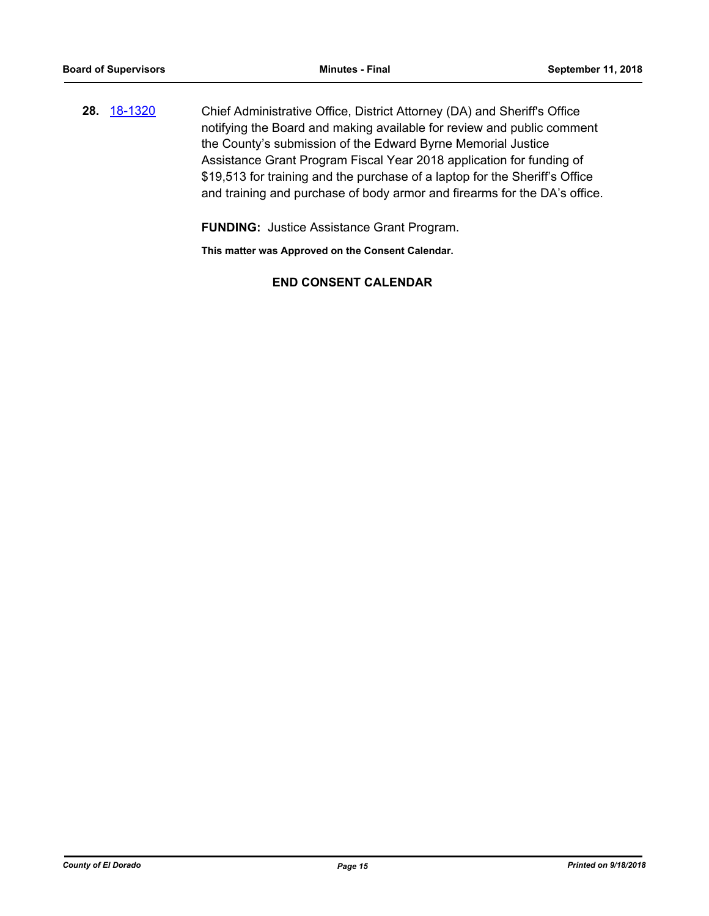**28.** 18-1320 Chief Administrative Office, District Attorney (DA) and Sheriff's Office notifying the Board and making available for review and public comment the County's submission of the Edward Byrne Memorial Justice Assistance Grant Program Fiscal Year 2018 application for funding of $19,513 for training and the purchase of a laptop for the Sheriff's Office and training and purchase of body armor and firearms for the DA's office.

**FUNDING:** Justice Assistance Grant Program.

**This matter was Approved on the Consent Calendar.**

**END CONSENT CALENDAR**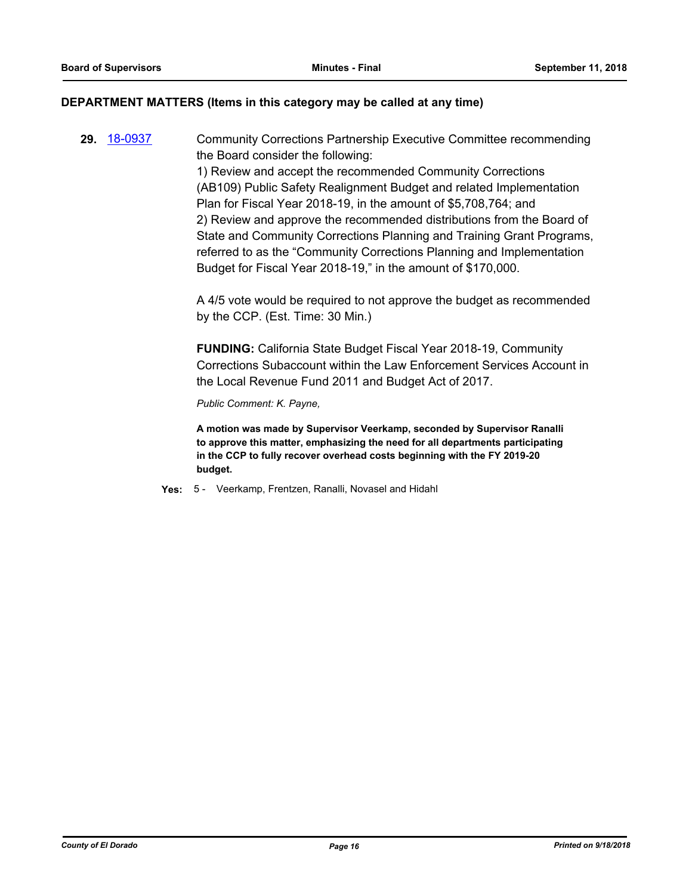## DEPARTMENT MATTERS (Items in this category may be called at any time)

**29.** 18-0937 Community Corrections Partnership Executive Committee recommending the Board consider the following:

1) Review and accept the recommended Community Corrections (AB109) Public Safety Realignment Budget and related Implementation Plan for Fiscal Year 2018-19, in the amount of $5,708,764; and

2) Review and approve the recommended distributions from the Board of State and Community Corrections Planning and Training Grant Programs, referred to as the "Community Corrections Planning and Implementation Budget for Fiscal Year 2018-19," in the amount of $170,000.

A 4/5 vote would be required to not approve the budget as recommended by the CCP. (Est. Time: 30 Min.)

**FUNDING:** California State Budget Fiscal Year 2018-19, Community Corrections Subaccount within the Law Enforcement Services Account in the Local Revenue Fund 2011 and Budget Act of 2017.

*Public Comment: K. Payne,*

**A motion was made by Supervisor Veerkamp, seconded by Supervisor Ranalli to approve this matter, emphasizing the need for all departments participating in the CCP to fully recover overhead costs beginning with the FY 2019-20 budget.**

**Yes:** 5 - Veerkamp, Frentzen, Ranalli, Novasel and Hidahl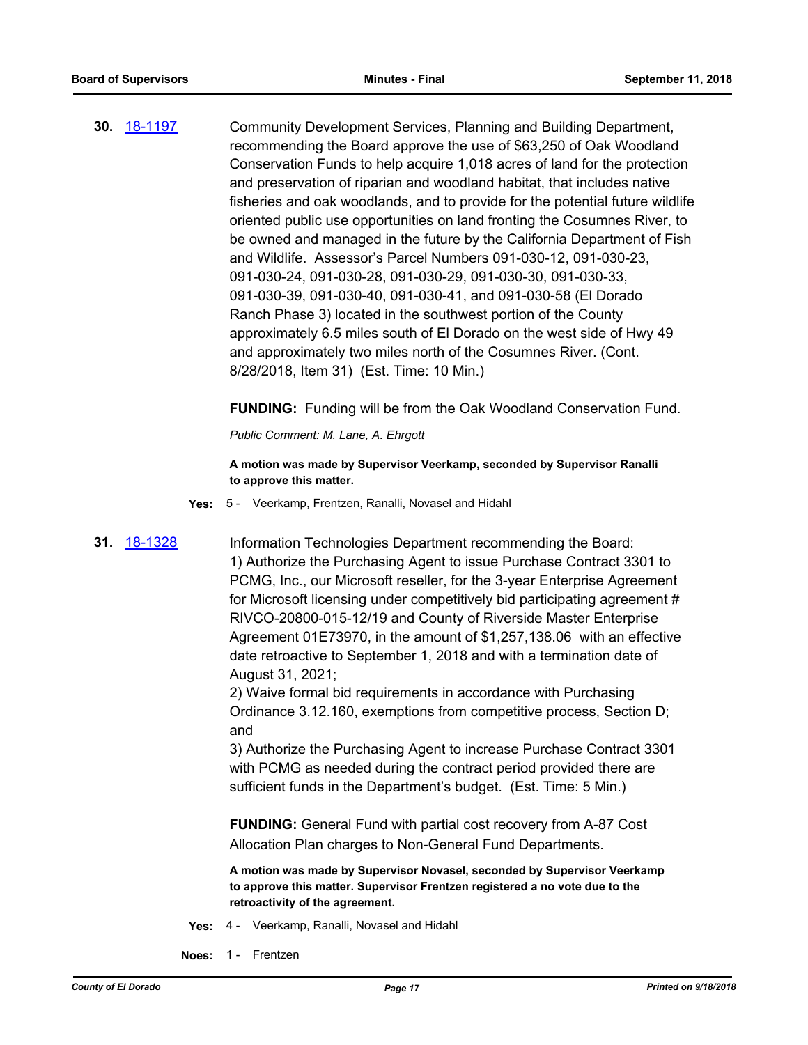**30.** [18-1197](18-1197)

Community Development Services, Planning and Building Department, recommending the Board approve the use of $63,250 of Oak Woodland Conservation Funds to help acquire 1,018 acres of land for the protection and preservation of riparian and woodland habitat, that includes native fisheries and oak woodlands, and to provide for the potential future wildlife oriented public use opportunities on land fronting the Cosumnes River, to be owned and managed in the future by the California Department of Fish and Wildlife. Assessor's Parcel Numbers 091-030-12, 091-030-23, 091-030-24, 091-030-28, 091-030-29, 091-030-30, 091-030-33, 091-030-39, 091-030-40, 091-030-41, and 091-030-58 (El Dorado Ranch Phase 3) located in the southwest portion of the County approximately 6.5 miles south of El Dorado on the west side of Hwy 49 and approximately two miles north of the Cosumnes River. (Cont. 8/28/2018, Item 31) (Est. Time: 10 Min.)

**FUNDING:** Funding will be from the Oak Woodland Conservation Fund.

*Public Comment: M. Lane, A. Ehrgott*

**A motion was made by Supervisor Veerkamp, seconded by Supervisor Ranalli to approve this matter.**

**Yes:** 5 - Veerkamp, Frentzen, Ranalli, Novasel and Hidahl

**31.** [18-1328](18-1328)

Information Technologies Department recommending the Board:
1) Authorize the Purchasing Agent to issue Purchase Contract 3301 to PCMG, Inc., our Microsoft reseller, for the 3-year Enterprise Agreement for Microsoft licensing under competitively bid participating agreement # RIVCO-20800-015-12/19 and County of Riverside Master Enterprise Agreement 01E73970, in the amount of $1,257,138.06 with an effective date retroactive to September 1, 2018 and with a termination date of August 31, 2021;
2) Waive formal bid requirements in accordance with Purchasing Ordinance 3.12.160, exemptions from competitive process, Section D; and
3) Authorize the Purchasing Agent to increase Purchase Contract 3301 with PCMG as needed during the contract period provided there are sufficient funds in the Department's budget. (Est. Time: 5 Min.)

**FUNDING:** General Fund with partial cost recovery from A-87 Cost Allocation Plan charges to Non-General Fund Departments.

**A motion was made by Supervisor Novasel, seconded by Supervisor Veerkamp to approve this matter. Supervisor Frentzen registered a no vote due to the retroactivity of the agreement.**

**Yes:** 4 - Veerkamp, Ranalli, Novasel and Hidahl

**Noes:** 1 - Frentzen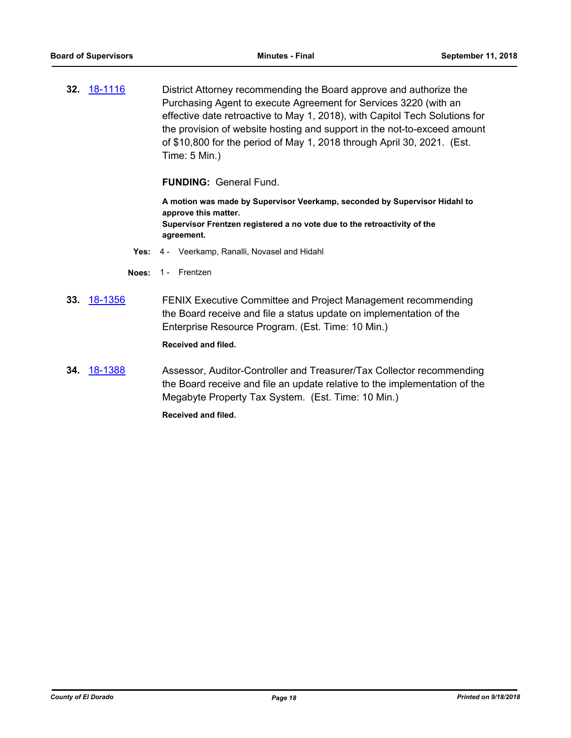**32.** [18-1116](18-1116)

District Attorney recommending the Board approve and authorize the Purchasing Agent to execute Agreement for Services 3220 (with an effective date retroactive to May 1, 2018), with Capitol Tech Solutions for the provision of website hosting and support in the not-to-exceed amount of $10,800 for the period of May 1, 2018 through April 30, 2021. (Est. Time: 5 Min.)

**FUNDING:** General Fund.

**A motion was made by Supervisor Veerkamp, seconded by Supervisor Hidahl to approve this matter.**
**Supervisor Frentzen registered a no vote due to the retroactivity of the agreement.**

**Yes:** 4 - Veerkamp, Ranalli, Novasel and Hidahl

**Noes:** 1 - Frentzen

**33.** [18-1356](18-1356)

FENIX Executive Committee and Project Management recommending the Board receive and file a status update on implementation of the Enterprise Resource Program. (Est. Time: 10 Min.)

**Received and filed.**

**34.** [18-1388](18-1388)

Assessor, Auditor-Controller and Treasurer/Tax Collector recommending the Board receive and file an update relative to the implementation of the Megabyte Property Tax System. (Est. Time: 10 Min.)

**Received and filed.**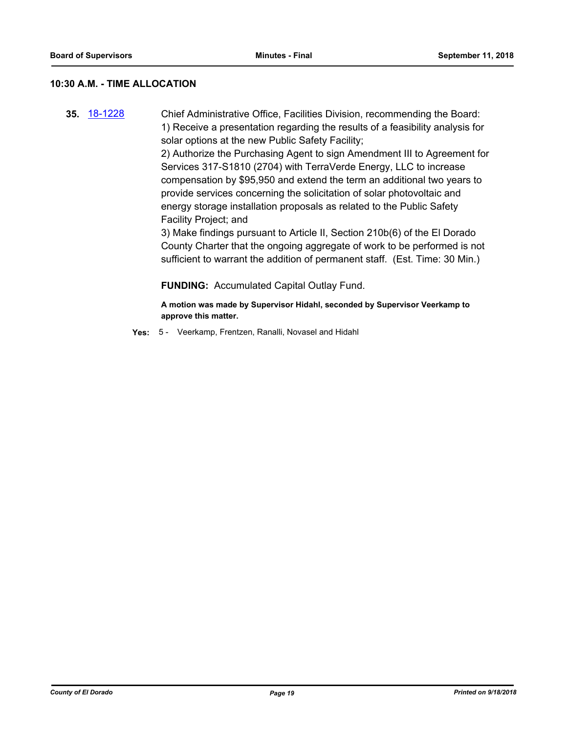## 10:30 A.M. - TIME ALLOCATION

**35.** 18-1228

Chief Administrative Office, Facilities Division, recommending the Board:
1) Receive a presentation regarding the results of a feasibility analysis for solar options at the new Public Safety Facility;
2) Authorize the Purchasing Agent to sign Amendment III to Agreement for Services 317-S1810 (2704) with TerraVerde Energy, LLC to increase compensation by $95,950 and extend the term an additional two years to provide services concerning the solicitation of solar photovoltaic and energy storage installation proposals as related to the Public Safety Facility Project; and
3) Make findings pursuant to Article II, Section 210b(6) of the El Dorado County Charter that the ongoing aggregate of work to be performed is not sufficient to warrant the addition of permanent staff. (Est. Time: 30 Min.)

**FUNDING:** Accumulated Capital Outlay Fund.

**A motion was made by Supervisor Hidahl, seconded by Supervisor Veerkamp to approve this matter.**

**Yes:** 5 - Veerkamp, Frentzen, Ranalli, Novasel and Hidahl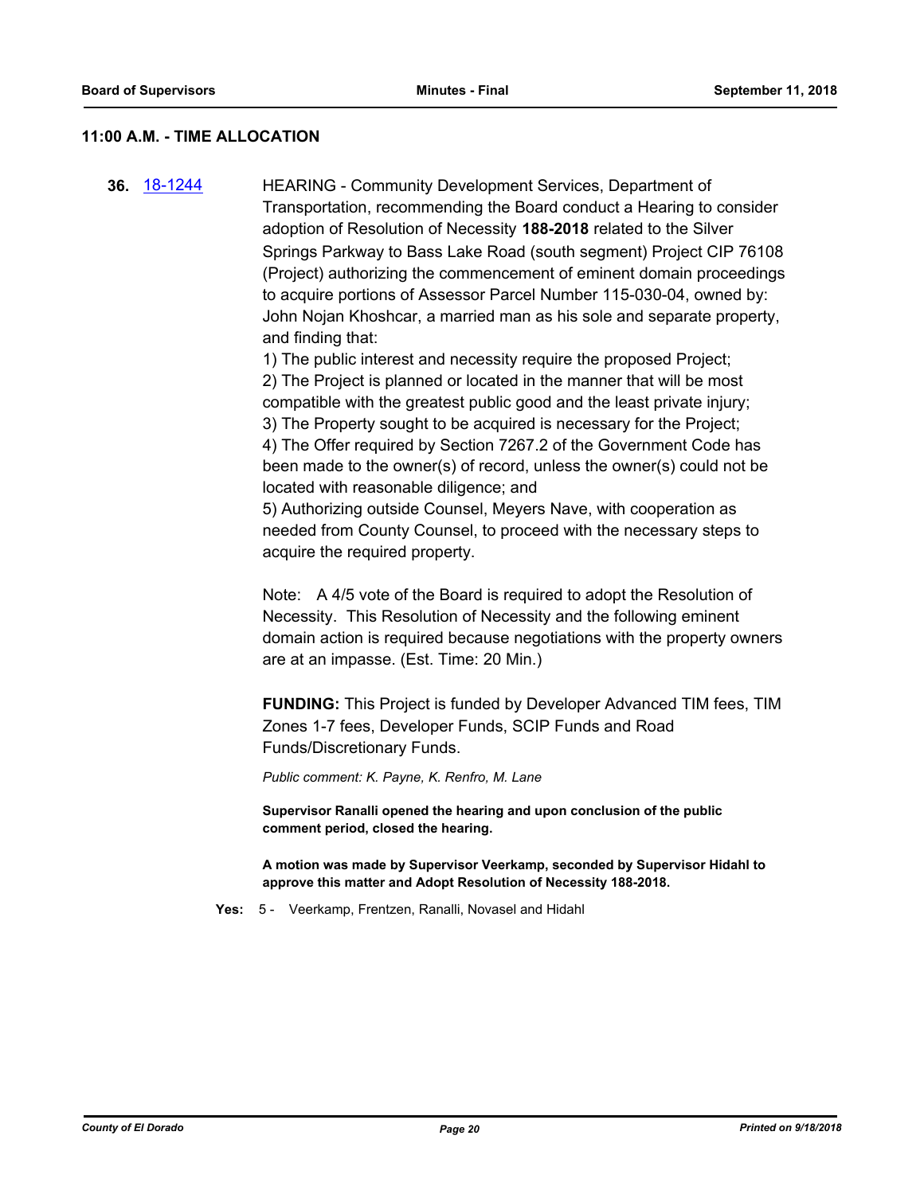### 11:00 A.M. - TIME ALLOCATION

**36.** [18-1244](18-1244) HEARING - Community Development Services, Department of Transportation, recommending the Board conduct a Hearing to consider adoption of Resolution of Necessity **188-2018** related to the Silver Springs Parkway to Bass Lake Road (south segment) Project CIP 76108 (Project) authorizing the commencement of eminent domain proceedings to acquire portions of Assessor Parcel Number 115-030-04, owned by: John Nojan Khoshcar, a married man as his sole and separate property, and finding that:

1) The public interest and necessity require the proposed Project;
2) The Project is planned or located in the manner that will be most compatible with the greatest public good and the least private injury;
3) The Property sought to be acquired is necessary for the Project;
4) The Offer required by Section 7267.2 of the Government Code has been made to the owner(s) of record, unless the owner(s) could not be located with reasonable diligence; and
5) Authorizing outside Counsel, Meyers Nave, with cooperation as needed from County Counsel, to proceed with the necessary steps to acquire the required property.

Note: A 4/5 vote of the Board is required to adopt the Resolution of Necessity. This Resolution of Necessity and the following eminent domain action is required because negotiations with the property owners are at an impasse. (Est. Time: 20 Min.)

**FUNDING:** This Project is funded by Developer Advanced TIM fees, TIM Zones 1-7 fees, Developer Funds, SCIP Funds and Road Funds/Discretionary Funds.

*Public comment: K. Payne, K. Renfro, M. Lane*

**Supervisor Ranalli opened the hearing and upon conclusion of the public comment period, closed the hearing.**

**A motion was made by Supervisor Veerkamp, seconded by Supervisor Hidahl to approve this matter and Adopt Resolution of Necessity 188-2018.**

**Yes:** 5 - Veerkamp, Frentzen, Ranalli, Novasel and Hidahl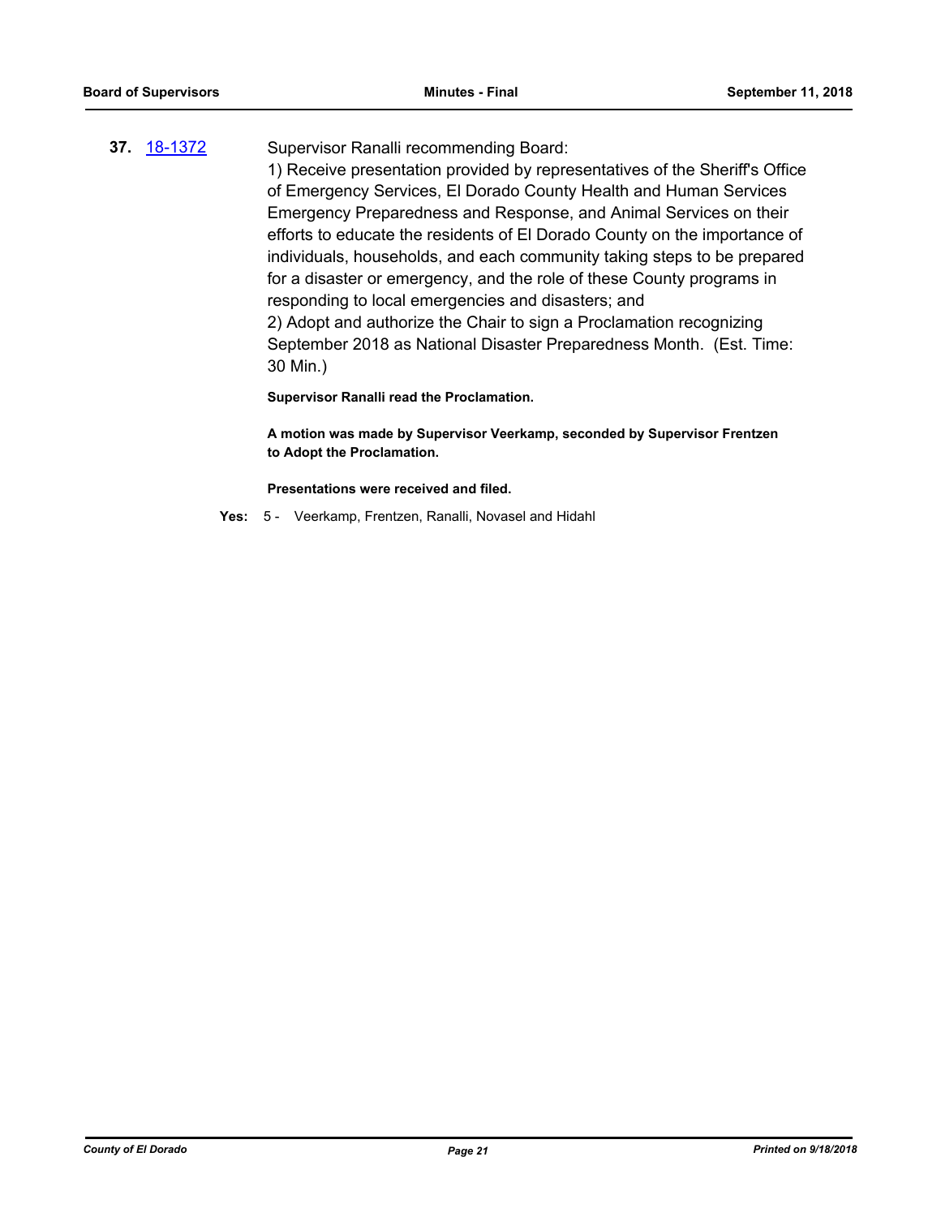**37.** 18-1372

Supervisor Ranalli recommending Board:

1) Receive presentation provided by representatives of the Sheriff's Office of Emergency Services, El Dorado County Health and Human Services Emergency Preparedness and Response, and Animal Services on their efforts to educate the residents of El Dorado County on the importance of individuals, households, and each community taking steps to be prepared for a disaster or emergency, and the role of these County programs in responding to local emergencies and disasters; and

2) Adopt and authorize the Chair to sign a Proclamation recognizing September 2018 as National Disaster Preparedness Month. (Est. Time: 30 Min.)

**Supervisor Ranalli read the Proclamation.**

**A motion was made by Supervisor Veerkamp, seconded by Supervisor Frentzen to Adopt the Proclamation.**

**Presentations were received and filed.**

**Yes:** 5 - Veerkamp, Frentzen, Ranalli, Novasel and Hidahl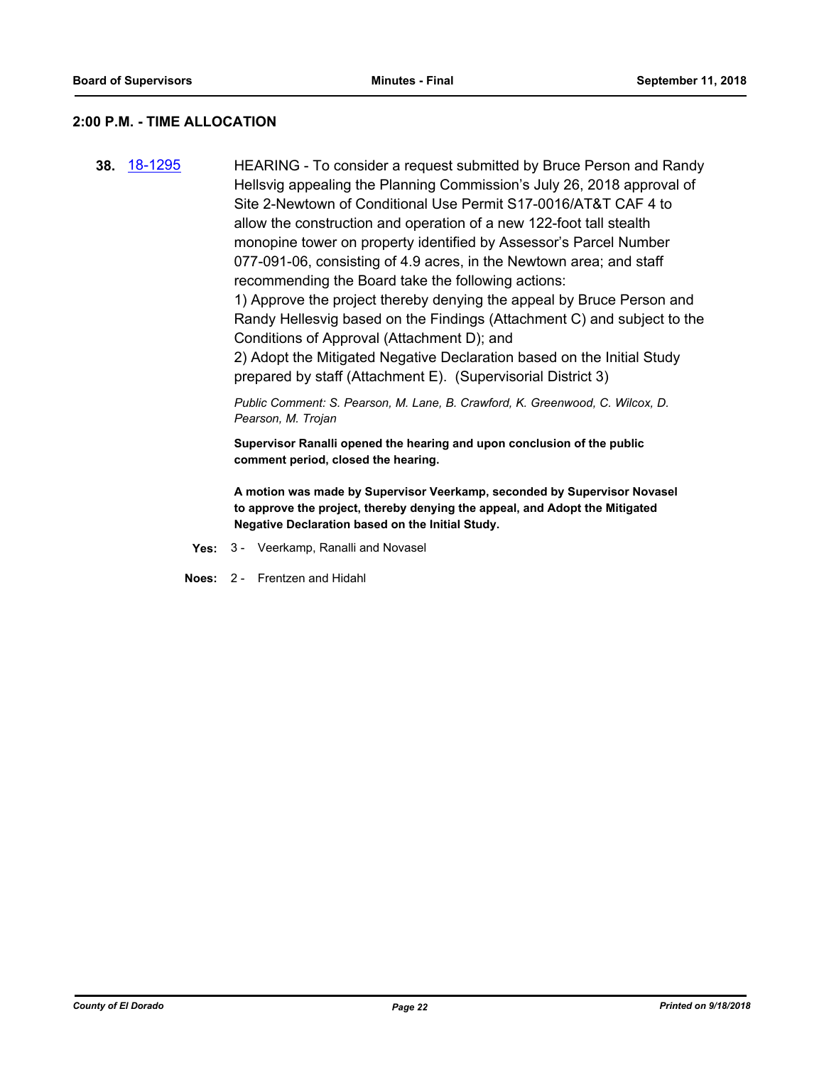## 2:00 P.M. - TIME ALLOCATION

**38.** 18-1295 HEARING - To consider a request submitted by Bruce Person and Randy Hellsvig appealing the Planning Commission's July 26, 2018 approval of Site 2-Newtown of Conditional Use Permit S17-0016/AT&T CAF 4 to allow the construction and operation of a new 122-foot tall stealth monopine tower on property identified by Assessor's Parcel Number 077-091-06, consisting of 4.9 acres, in the Newtown area; and staff recommending the Board take the following actions:

1) Approve the project thereby denying the appeal by Bruce Person and Randy Hellesvig based on the Findings (Attachment C) and subject to the Conditions of Approval (Attachment D); and

2) Adopt the Mitigated Negative Declaration based on the Initial Study prepared by staff (Attachment E). (Supervisorial District 3)

*Public Comment: S. Pearson, M. Lane, B. Crawford, K. Greenwood, C. Wilcox, D. Pearson, M. Trojan*

**Supervisor Ranalli opened the hearing and upon conclusion of the public comment period, closed the hearing.**

**A motion was made by Supervisor Veerkamp, seconded by Supervisor Novasel to approve the project, thereby denying the appeal, and Adopt the Mitigated Negative Declaration based on the Initial Study.**

**Yes:** 3 - Veerkamp, Ranalli and Novasel

**Noes:** 2 - Frentzen and Hidahl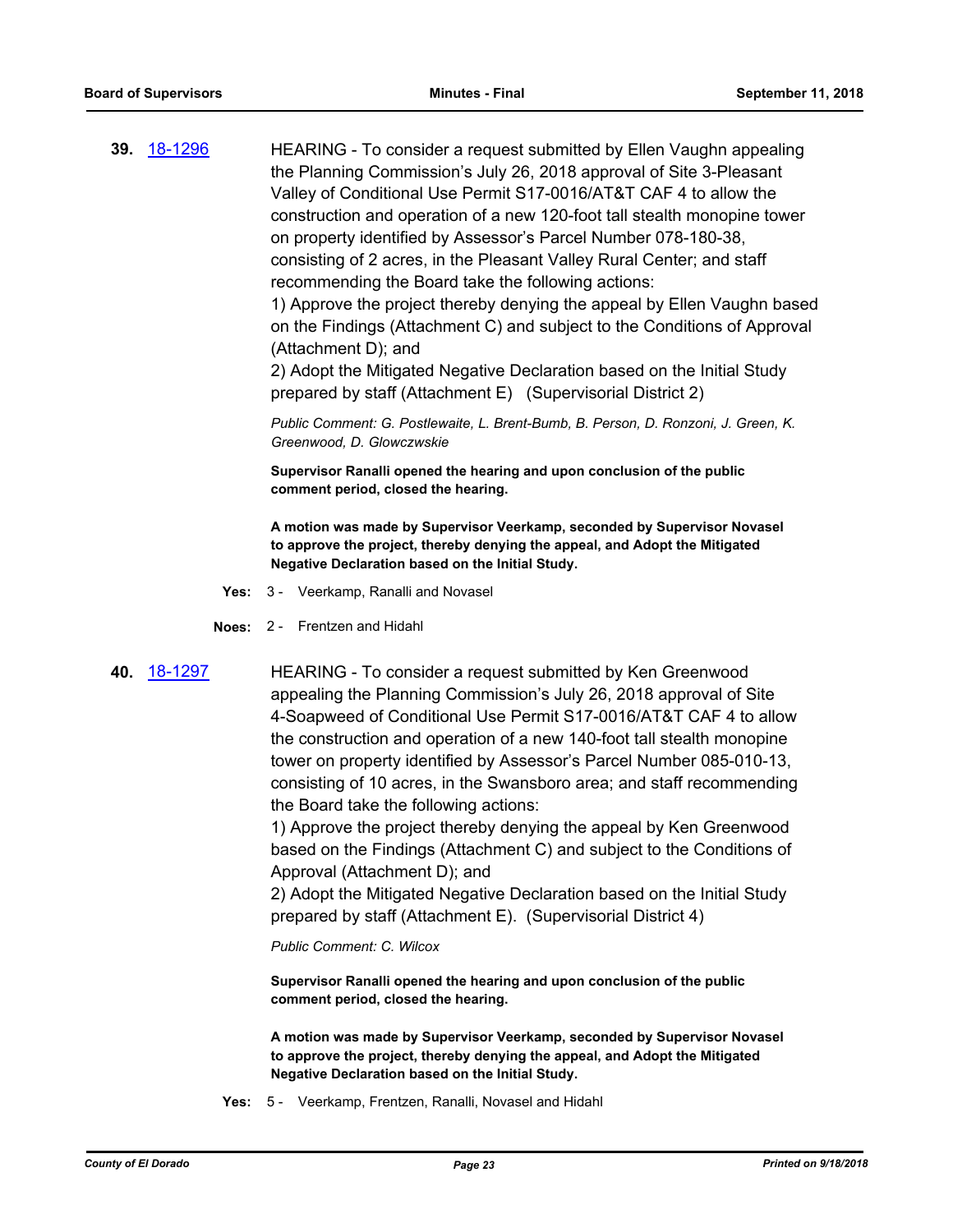**39.** 18-1296

HEARING - To consider a request submitted by Ellen Vaughn appealing the Planning Commission's July 26, 2018 approval of Site 3-Pleasant Valley of Conditional Use Permit S17-0016/AT&T CAF 4 to allow the construction and operation of a new 120-foot tall stealth monopine tower on property identified by Assessor's Parcel Number 078-180-38, consisting of 2 acres, in the Pleasant Valley Rural Center; and staff recommending the Board take the following actions:

1) Approve the project thereby denying the appeal by Ellen Vaughn based on the Findings (Attachment C) and subject to the Conditions of Approval (Attachment D); and

2) Adopt the Mitigated Negative Declaration based on the Initial Study prepared by staff (Attachment E) (Supervisorial District 2)

*Public Comment: G. Postlewaite, L. Brent-Bumb, B. Person, D. Ronzoni, J. Green, K. Greenwood, D. Glowczwskie*

**Supervisor Ranalli opened the hearing and upon conclusion of the public comment period, closed the hearing.**

**A motion was made by Supervisor Veerkamp, seconded by Supervisor Novasel to approve the project, thereby denying the appeal, and Adopt the Mitigated Negative Declaration based on the Initial Study.**

**Yes:** 3 - Veerkamp, Ranalli and Novasel

**Noes:** 2 - Frentzen and Hidahl

**40.** 18-1297

HEARING - To consider a request submitted by Ken Greenwood appealing the Planning Commission's July 26, 2018 approval of Site 4-Soapweed of Conditional Use Permit S17-0016/AT&T CAF 4 to allow the construction and operation of a new 140-foot tall stealth monopine tower on property identified by Assessor's Parcel Number 085-010-13, consisting of 10 acres, in the Swansboro area; and staff recommending the Board take the following actions:

1) Approve the project thereby denying the appeal by Ken Greenwood based on the Findings (Attachment C) and subject to the Conditions of Approval (Attachment D); and

2) Adopt the Mitigated Negative Declaration based on the Initial Study prepared by staff (Attachment E). (Supervisorial District 4)

*Public Comment: C. Wilcox*

**Supervisor Ranalli opened the hearing and upon conclusion of the public comment period, closed the hearing.**

**A motion was made by Supervisor Veerkamp, seconded by Supervisor Novasel to approve the project, thereby denying the appeal, and Adopt the Mitigated Negative Declaration based on the Initial Study.**

**Yes:** 5 - Veerkamp, Frentzen, Ranalli, Novasel and Hidahl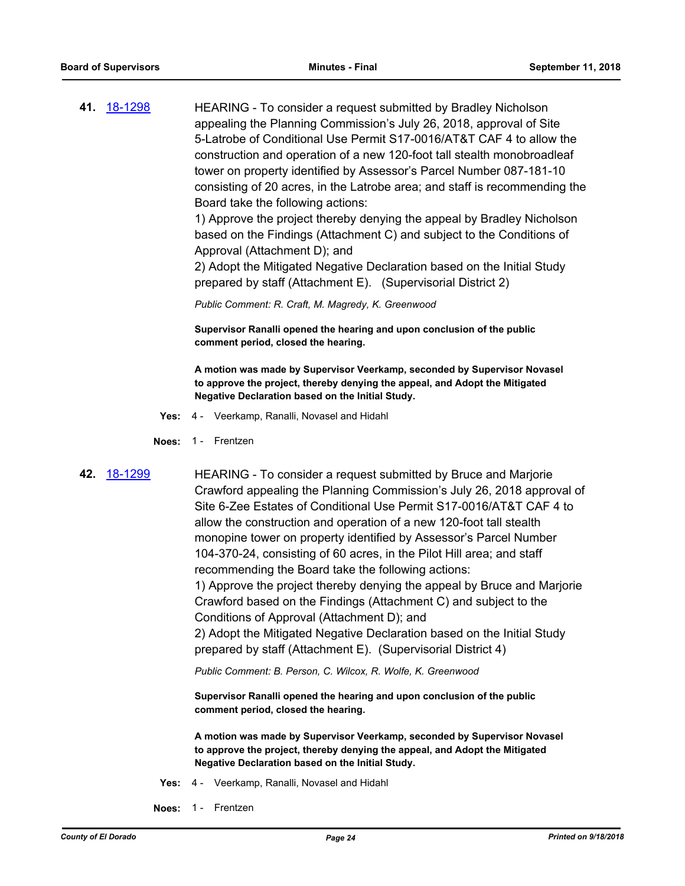**41.** 18-1298

HEARING - To consider a request submitted by Bradley Nicholson appealing the Planning Commission's July 26, 2018, approval of Site 5-Latrobe of Conditional Use Permit S17-0016/AT&T CAF 4 to allow the construction and operation of a new 120-foot tall stealth monobroadleaf tower on property identified by Assessor's Parcel Number 087-181-10 consisting of 20 acres, in the Latrobe area; and staff is recommending the Board take the following actions:

1) Approve the project thereby denying the appeal by Bradley Nicholson based on the Findings (Attachment C) and subject to the Conditions of Approval (Attachment D); and

2) Adopt the Mitigated Negative Declaration based on the Initial Study prepared by staff (Attachment E). (Supervisorial District 2)

*Public Comment: R. Craft, M. Magredy, K. Greenwood*

**Supervisor Ranalli opened the hearing and upon conclusion of the public comment period, closed the hearing.**

**A motion was made by Supervisor Veerkamp, seconded by Supervisor Novasel to approve the project, thereby denying the appeal, and Adopt the Mitigated Negative Declaration based on the Initial Study.**

**Yes:** 4 - Veerkamp, Ranalli, Novasel and Hidahl

**Noes:** 1 - Frentzen

**42.** 18-1299

HEARING - To consider a request submitted by Bruce and Marjorie Crawford appealing the Planning Commission's July 26, 2018 approval of Site 6-Zee Estates of Conditional Use Permit S17-0016/AT&T CAF 4 to allow the construction and operation of a new 120-foot tall stealth monopine tower on property identified by Assessor's Parcel Number 104-370-24, consisting of 60 acres, in the Pilot Hill area; and staff recommending the Board take the following actions:

1) Approve the project thereby denying the appeal by Bruce and Marjorie Crawford based on the Findings (Attachment C) and subject to the Conditions of Approval (Attachment D); and

2) Adopt the Mitigated Negative Declaration based on the Initial Study prepared by staff (Attachment E). (Supervisorial District 4)

*Public Comment: B. Person, C. Wilcox, R. Wolfe, K. Greenwood*

**Supervisor Ranalli opened the hearing and upon conclusion of the public comment period, closed the hearing.**

**A motion was made by Supervisor Veerkamp, seconded by Supervisor Novasel to approve the project, thereby denying the appeal, and Adopt the Mitigated Negative Declaration based on the Initial Study.**

**Yes:** 4 - Veerkamp, Ranalli, Novasel and Hidahl

**Noes:** 1 - Frentzen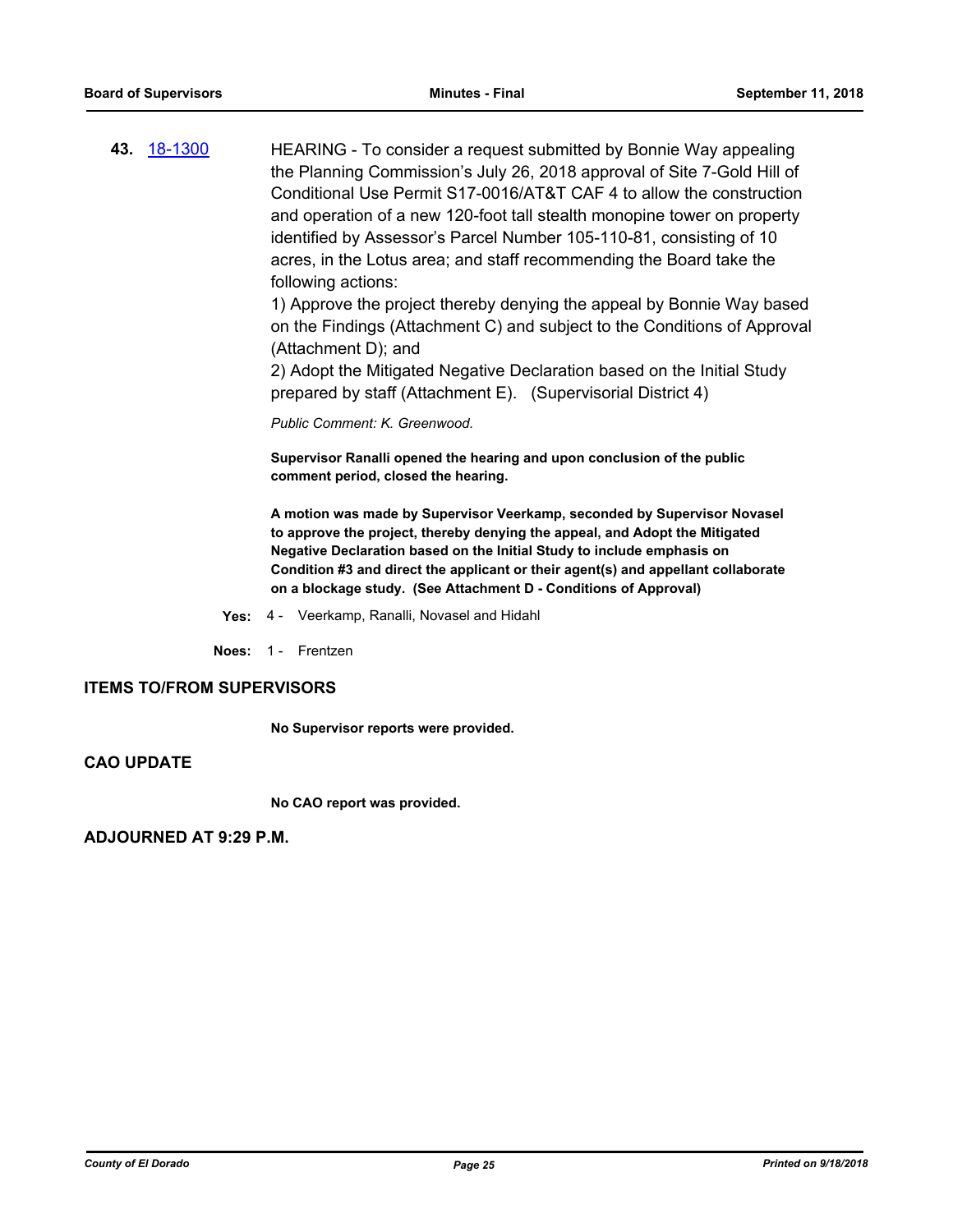**43.** [18-1300](18-1300)

HEARING - To consider a request submitted by Bonnie Way appealing the Planning Commission's July 26, 2018 approval of Site 7-Gold Hill of Conditional Use Permit S17-0016/AT&T CAF 4 to allow the construction and operation of a new 120-foot tall stealth monopine tower on property identified by Assessor's Parcel Number 105-110-81, consisting of 10 acres, in the Lotus area; and staff recommending the Board take the following actions:

1) Approve the project thereby denying the appeal by Bonnie Way based on the Findings (Attachment C) and subject to the Conditions of Approval (Attachment D); and

2) Adopt the Mitigated Negative Declaration based on the Initial Study prepared by staff (Attachment E). (Supervisorial District 4)

*Public Comment: K. Greenwood.*

**Supervisor Ranalli opened the hearing and upon conclusion of the public comment period, closed the hearing.**

**A motion was made by Supervisor Veerkamp, seconded by Supervisor Novasel to approve the project, thereby denying the appeal, and Adopt the Mitigated Negative Declaration based on the Initial Study to include emphasis on Condition #3 and direct the applicant or their agent(s) and appellant collaborate on a blockage study. (See Attachment D - Conditions of Approval)**

**Yes:** 4 - Veerkamp, Ranalli, Novasel and Hidahl

**Noes:** 1 - Frentzen

## ITEMS TO/FROM SUPERVISORS

**No Supervisor reports were provided.**

## CAO UPDATE

**No CAO report was provided.**

## ADJOURNED AT 9:29 P.M.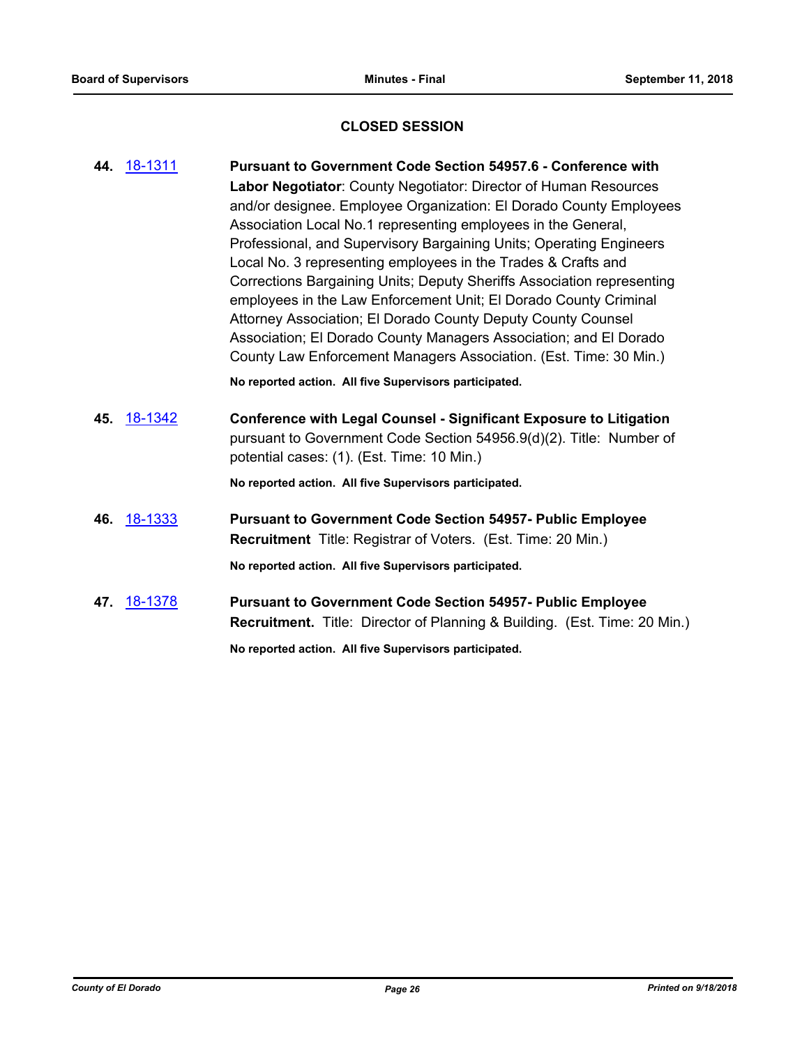## CLOSED SESSION

**44.** 18-1311 **Pursuant to Government Code Section 54957.6 - Conference with Labor Negotiator**: County Negotiator: Director of Human Resources and/or designee. Employee Organization: El Dorado County Employees Association Local No.1 representing employees in the General, Professional, and Supervisory Bargaining Units; Operating Engineers Local No. 3 representing employees in the Trades & Crafts and Corrections Bargaining Units; Deputy Sheriffs Association representing employees in the Law Enforcement Unit; El Dorado County Criminal Attorney Association; El Dorado County Deputy County Counsel Association; El Dorado County Managers Association; and El Dorado County Law Enforcement Managers Association. (Est. Time: 30 Min.)

**No reported action. All five Supervisors participated.**

**45.** 18-1342 **Conference with Legal Counsel - Significant Exposure to Litigation** pursuant to Government Code Section 54956.9(d)(2). Title: Number of potential cases: (1). (Est. Time: 10 Min.)

**No reported action. All five Supervisors participated.**

**46.** 18-1333 **Pursuant to Government Code Section 54957- Public Employee Recruitment** Title: Registrar of Voters. (Est. Time: 20 Min.)

**No reported action. All five Supervisors participated.**

**47.** 18-1378 **Pursuant to Government Code Section 54957- Public Employee Recruitment.** Title: Director of Planning & Building. (Est. Time: 20 Min.)

**No reported action. All five Supervisors participated.**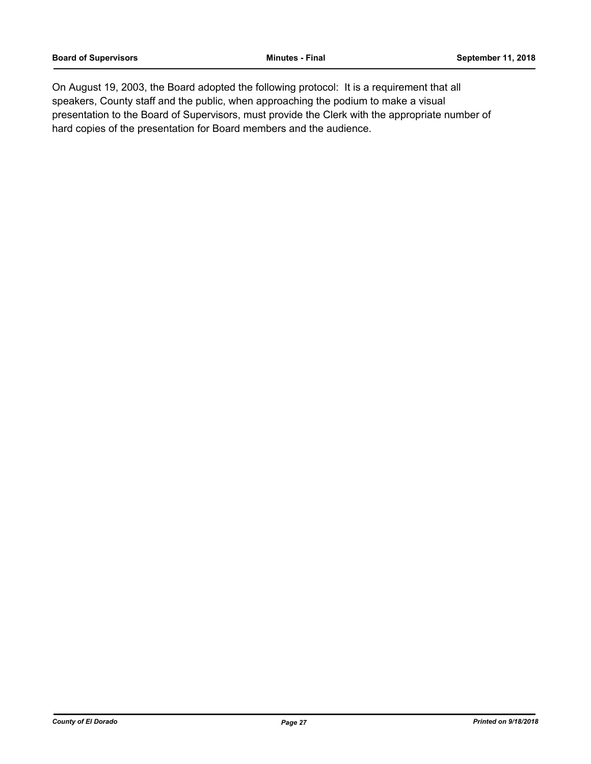On August 19, 2003, the Board adopted the following protocol: It is a requirement that all speakers, County staff and the public, when approaching the podium to make a visual presentation to the Board of Supervisors, must provide the Clerk with the appropriate number of hard copies of the presentation for Board members and the audience.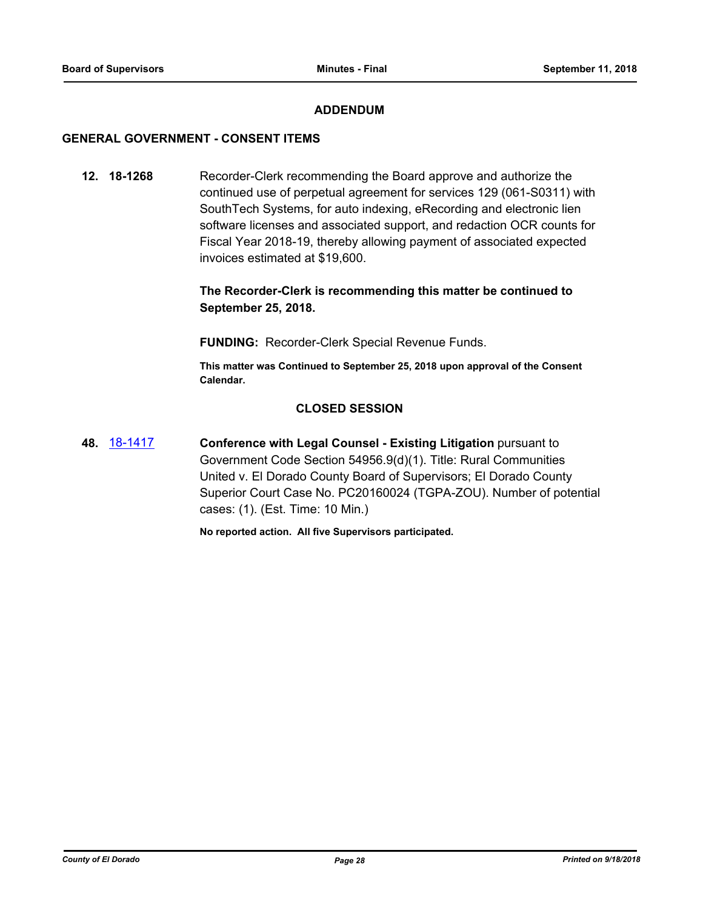## ADDENDUM

### GENERAL GOVERNMENT - CONSENT ITEMS

**12. 18-1268** Recorder-Clerk recommending the Board approve and authorize the continued use of perpetual agreement for services 129 (061-S0311) with SouthTech Systems, for auto indexing, eRecording and electronic lien software licenses and associated support, and redaction OCR counts for Fiscal Year 2018-19, thereby allowing payment of associated expected invoices estimated at $19,600.

**The Recorder-Clerk is recommending this matter be continued to September 25, 2018.**

**FUNDING:** Recorder-Clerk Special Revenue Funds.

**This matter was Continued to September 25, 2018 upon approval of the Consent Calendar.**

## CLOSED SESSION

**48. 18-1417** **Conference with Legal Counsel - Existing Litigation** pursuant to Government Code Section 54956.9(d)(1). Title: Rural Communities United v. El Dorado County Board of Supervisors; El Dorado County Superior Court Case No. PC20160024 (TGPA-ZOU). Number of potential cases: (1). (Est. Time: 10 Min.)

**No reported action. All five Supervisors participated.**